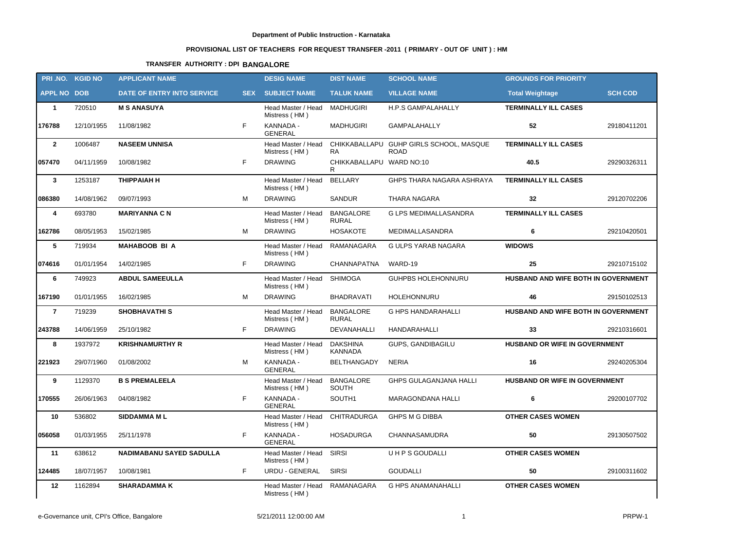**Department of Public Instruction - Karnataka**

**PROVISIONAL LIST OF TEACHERS FOR REQUEST TRANSFER -2011 ( PRIMARY - OUT OF UNIT ) : HM**

**TRANSFER AUTHORITY : DPI BANGALORE**

| PRI .NO. | KGID NO | APPLICANT NAME | | DESIG NAME | DIST NAME | SCHOOL NAME | GROUNDS FOR PRIORITY | |
|---|---|---|---|---|---|---|---|---|
| **APPL NO** | **DOB** | **DATE OF ENTRY INTO SERVICE** | **SEX** | **SUBJECT NAME** | **TALUK NAME** | **VILLAGE NAME** | **Total Weightage** | **SCH COD** |
| **1** | 720510 | **M S ANASUYA** | | Head Master / Head Mistress ( HM ) | MADHUGIRI | H.P.S GAMPALAHALLY | **TERMINALLY ILL CASES** | |
| **176788** | 12/10/1955 | 11/08/1982 | F | KANNADA - GENERAL | MADHUGIRI | GAMPALAHALLY | **52** | 29180411201 |
| **2** | 1006487 | **NASEEM UNNISA** | | Head Master / Head Mistress ( HM ) | CHIKKABALLAPURA | GUHP GIRLS SCHOOL, MASQUE ROAD | **TERMINALLY ILL CASES** | |
| **057470** | 04/11/1959 | 10/08/1982 | F | DRAWING | CHIKKABALLAPUR | WARD NO:10 | **40.5** | 29290326311 |
| **3** | 1253187 | **THIPPAIAH H** | | Head Master / Head Mistress ( HM ) | BELLARY | GHPS THARA NAGARA ASHRAYA | **TERMINALLY ILL CASES** | |
| **086380** | 14/08/1962 | 09/07/1993 | M | DRAWING | SANDUR | THARA NAGARA | **32** | 29120702206 |
| **4** | 693780 | **MARIYANNA C N** | | Head Master / Head Mistress ( HM ) | BANGALORE RURAL | G LPS MEDIMALLASANDRA | **TERMINALLY ILL CASES** | |
| **162786** | 08/05/1953 | 15/02/1985 | M | DRAWING | HOSAKOTE | MEDIMALLASANDRA | **6** | 29210420501 |
| **5** | 719934 | **MAHABOOB BI A** | | Head Master / Head Mistress ( HM ) | RAMANAGARA | G ULPS YARAB NAGARA | **WIDOWS** | |
| **074616** | 01/01/1954 | 14/02/1985 | F | DRAWING | CHANNAPATNA | WARD-19 | **25** | 29210715102 |
| **6** | 749923 | **ABDUL SAMEEULLA** | | Head Master / Head Mistress ( HM ) | SHIMOGA | GUHPBS HOLEHONNURU | **HUSBAND AND WIFE BOTH IN GOVERNMENT** | |
| **167190** | 01/01/1955 | 16/02/1985 | M | DRAWING | BHADRAVATI | HOLEHONNURU | **46** | 29150102513 |
| **7** | 719239 | **SHOBHAVATHI S** | | Head Master / Head Mistress ( HM ) | BANGALORE RURAL | G HPS HANDARAHALLI | **HUSBAND AND WIFE BOTH IN GOVERNMENT** | |
| **243788** | 14/06/1959 | 25/10/1982 | F | DRAWING | DEVANAHALLI | HANDARAHALLI | **33** | 29210316601 |
| **8** | 1937972 | **KRISHNAMURTHY R** | | Head Master / Head Mistress ( HM ) | DAKSHINA KANNADA | GUPS, GANDIBAGILU | **HUSBAND OR WIFE IN GOVERNMENT** | |
| **221923** | 29/07/1960 | 01/08/2002 | M | KANNADA - GENERAL | BELTHANGADY | NERIA | **16** | 29240205304 |
| **9** | 1129370 | **B S PREMALEELA** | | Head Master / Head Mistress ( HM ) | BANGALORE SOUTH | GHPS GULAGANJANA HALLI | **HUSBAND OR WIFE IN GOVERNMENT** | |
| **170555** | 26/06/1963 | 04/08/1982 | F | KANNADA - GENERAL | SOUTH1 | MARAGONDANA HALLI | **6** | 29200107702 |
| **10** | 536802 | **SIDDAMMA M L** | | Head Master / Head Mistress ( HM ) | CHITRADURGA | GHPS M G DIBBA | **OTHER CASES WOMEN** | |
| **056058** | 01/03/1955 | 25/11/1978 | F | KANNADA - GENERAL | HOSADURGA | CHANNASAMUDRA | **50** | 29130507502 |
| **11** | 638612 | **NADIMABANU SAYED SADULLA** | | Head Master / Head Mistress ( HM ) | SIRSI | U H P S GOUDALLI | **OTHER CASES WOMEN** | |
| **124485** | 18/07/1957 | 10/08/1981 | F | URDU - GENERAL | SIRSI | GOUDALLI | **50** | 29100311602 |
| **12** | 1162894 | **SHARADAMMA K** | | Head Master / Head Mistress ( HM ) | RAMANAGARA | G HPS ANAMANAHALLI | **OTHER CASES WOMEN** | |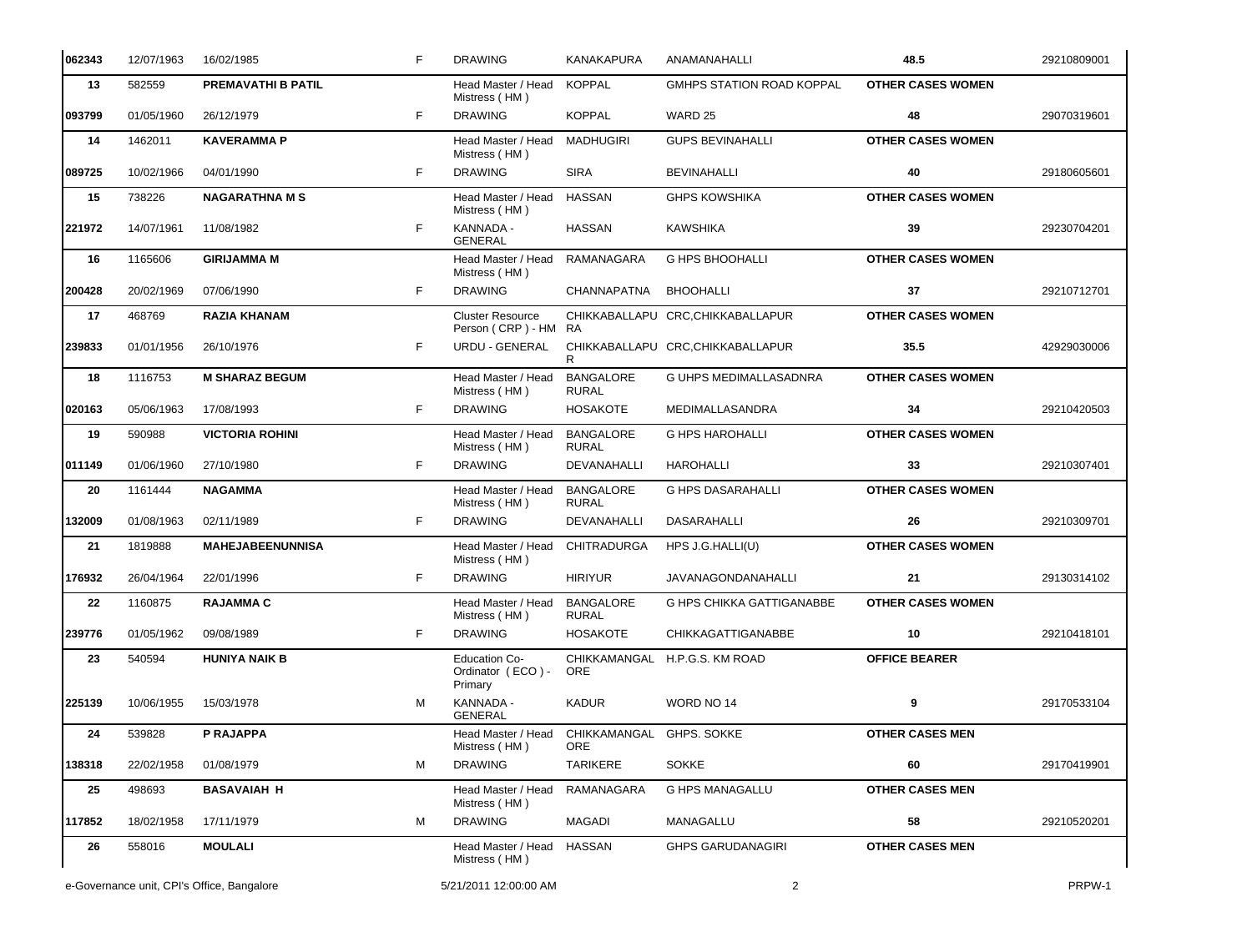| | | | | | | | | |
|---|---|---|---|---|---|---|---|---|
| 062343 | 12/07/1963 | 16/02/1985 | F | DRAWING | KANAKAPURA | ANAMANAHALLI | **48.5** | 29210809001 |
| **13** | 582559 | **PREMAVATHI B PATIL** | | Head Master / Head Mistress ( HM ) | KOPPAL | GMHPS STATION ROAD KOPPAL | **OTHER CASES WOMEN** | |
| **093799** | 01/05/1960 | 26/12/1979 | F | DRAWING | KOPPAL | WARD 25 | **48** | 29070319601 |
| **14** | 1462011 | **KAVERAMMA P** | | Head Master / Head Mistress ( HM ) | MADHUGIRI | GUPS BEVINAHALLI | **OTHER CASES WOMEN** | |
| **089725** | 10/02/1966 | 04/01/1990 | F | DRAWING | SIRA | BEVINAHALLI | **40** | 29180605601 |
| **15** | 738226 | **NAGARATHNA M S** | | Head Master / Head Mistress ( HM ) | HASSAN | GHPS KOWSHIKA | **OTHER CASES WOMEN** | |
| **221972** | 14/07/1961 | 11/08/1982 | F | KANNADA - GENERAL | HASSAN | KAWSHIKA | **39** | 29230704201 |
| **16** | 1165606 | **GIRIJAMMA M** | | Head Master / Head Mistress ( HM ) | RAMANAGARA | G HPS BHOOHALLI | **OTHER CASES WOMEN** | |
| **200428** | 20/02/1969 | 07/06/1990 | F | DRAWING | CHANNAPATNA | BHOOHALLI | **37** | 29210712701 |
| **17** | 468769 | **RAZIA KHANAM** | | Cluster Resource Person ( CRP ) - HM | CHIKKABALLAPURA | CRC,CHIKKABALLAPUR | **OTHER CASES WOMEN** | |
| **239833** | 01/01/1956 | 26/10/1976 | F | URDU - GENERAL | CHIKKABALLAPUR | CRC,CHIKKABALLAPUR | **35.5** | 42929030006 |
| **18** | 1116753 | **M SHARAZ BEGUM** | | Head Master / Head Mistress ( HM ) | BANGALORE RURAL | G UHPS MEDIMALLASADNRA | **OTHER CASES WOMEN** | |
| **020163** | 05/06/1963 | 17/08/1993 | F | DRAWING | HOSAKOTE | MEDIMALLASANDRA | **34** | 29210420503 |
| **19** | 590988 | **VICTORIA ROHINI** | | Head Master / Head Mistress ( HM ) | BANGALORE RURAL | G HPS HAROHALLI | **OTHER CASES WOMEN** | |
| **011149** | 01/06/1960 | 27/10/1980 | F | DRAWING | DEVANAHALLI | HAROHALLI | **33** | 29210307401 |
| **20** | 1161444 | **NAGAMMA** | | Head Master / Head Mistress ( HM ) | BANGALORE RURAL | G HPS DASARAHALLI | **OTHER CASES WOMEN** | |
| **132009** | 01/08/1963 | 02/11/1989 | F | DRAWING | DEVANAHALLI | DASARAHALLI | **26** | 29210309701 |
| **21** | 1819888 | **MAHEJABEENUNNISA** | | Head Master / Head Mistress ( HM ) | CHITRADURGA | HPS J.G.HALLI(U) | **OTHER CASES WOMEN** | |
| **176932** | 26/04/1964 | 22/01/1996 | F | DRAWING | HIRIYUR | JAVANAGONDANAHALLI | **21** | 29130314102 |
| **22** | 1160875 | **RAJAMMA C** | | Head Master / Head Mistress ( HM ) | BANGALORE RURAL | G HPS CHIKKA GATTIGANABBE | **OTHER CASES WOMEN** | |
| **239776** | 01/05/1962 | 09/08/1989 | F | DRAWING | HOSAKOTE | CHIKKAGATTIGANABBE | **10** | 29210418101 |
| **23** | 540594 | **HUNIYA NAIK B** | | Education Co-Ordinator ( ECO ) - Primary | CHIKKAMANGALORE | H.P.G.S. KM ROAD | **OFFICE BEARER** | |
| **225139** | 10/06/1955 | 15/03/1978 | M | KANNADA - GENERAL | KADUR | WORD NO 14 | **9** | 29170533104 |
| **24** | 539828 | **P RAJAPPA** | | Head Master / Head Mistress ( HM ) | CHIKKAMANGALORE | GHPS. SOKKE | **OTHER CASES MEN** | |
| **138318** | 22/02/1958 | 01/08/1979 | M | DRAWING | TARIKERE | SOKKE | **60** | 29170419901 |
| **25** | 498693 | **BASAVAIAH H** | | Head Master / Head Mistress ( HM ) | RAMANAGARA | G HPS MANAGALLU | **OTHER CASES MEN** | |
| **117852** | 18/02/1958 | 17/11/1979 | M | DRAWING | MAGADI | MANAGALLU | **58** | 29210520201 |
| **26** | 558016 | **MOULALI** | | Head Master / Head Mistress ( HM ) | HASSAN | GHPS GARUDANAGIRI | **OTHER CASES MEN** | |

e-Governance unit, CPI's Office, Bangalore 5/21/2011 12:00:00 AM PRPW-1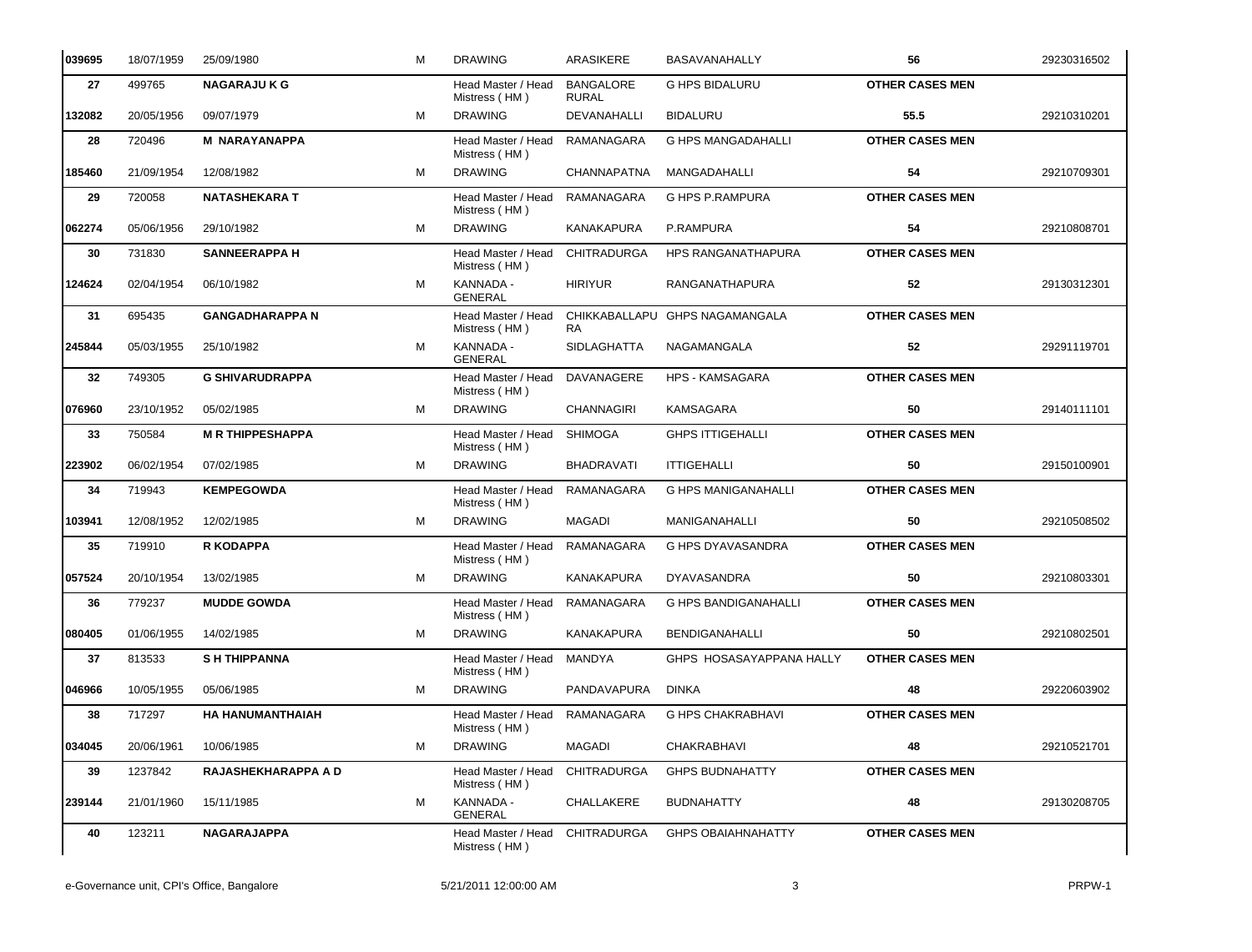| | | | | | | | | |
|---|---|---|---|---|---|---|---|---|
| **039695** | 18/07/1959 | 25/09/1980 | M | DRAWING | ARASIKERE | BASAVANAHALLY | **56** | 29230316502 |
| **27** | 499765 | **NAGARAJU K G** | | Head Master / Head Mistress ( HM ) | BANGALORE RURAL | G HPS BIDALURU | **OTHER CASES MEN** | |
| **132082** | 20/05/1956 | 09/07/1979 | M | DRAWING | DEVANAHALLI | BIDALURU | **55.5** | 29210310201 |
| **28** | 720496 | **M NARAYANAPPA** | | Head Master / Head Mistress ( HM ) | RAMANAGARA | G HPS MANGADAHALLI | **OTHER CASES MEN** | |
| **185460** | 21/09/1954 | 12/08/1982 | M | DRAWING | CHANNAPATNA | MANGADAHALLI | **54** | 29210709301 |
| **29** | 720058 | **NATASHEKARA T** | | Head Master / Head Mistress ( HM ) | RAMANAGARA | G HPS P.RAMPURA | **OTHER CASES MEN** | |
| **062274** | 05/06/1956 | 29/10/1982 | M | DRAWING | KANAKAPURA | P.RAMPURA | **54** | 29210808701 |
| **30** | 731830 | **SANNEERAPPA H** | | Head Master / Head Mistress ( HM ) | CHITRADURGA | HPS RANGANATHAPURA | **OTHER CASES MEN** | |
| **124624** | 02/04/1954 | 06/10/1982 | M | KANNADA - GENERAL | HIRIYUR | RANGANATHAPURA | **52** | 29130312301 |
| **31** | 695435 | **GANGADHARAPPA N** | | Head Master / Head Mistress ( HM ) | CHIKKABALLAPURA | GHPS NAGAMANGALA | **OTHER CASES MEN** | |
| **245844** | 05/03/1955 | 25/10/1982 | M | KANNADA - GENERAL | SIDLAGHATTA | NAGAMANGALA | **52** | 29291119701 |
| **32** | 749305 | **G SHIVARUDRAPPA** | | Head Master / Head Mistress ( HM ) | DAVANAGERE | HPS - KAMSAGARA | **OTHER CASES MEN** | |
| **076960** | 23/10/1952 | 05/02/1985 | M | DRAWING | CHANNAGIRI | KAMSAGARA | **50** | 29140111101 |
| **33** | 750584 | **M R THIPPESHAPPA** | | Head Master / Head Mistress ( HM ) | SHIMOGA | GHPS ITTIGEHALLI | **OTHER CASES MEN** | |
| **223902** | 06/02/1954 | 07/02/1985 | M | DRAWING | BHADRAVATI | ITTIGEHALLI | **50** | 29150100901 |
| **34** | 719943 | **KEMPEGOWDA** | | Head Master / Head Mistress ( HM ) | RAMANAGARA | G HPS MANIGANAHALLI | **OTHER CASES MEN** | |
| **103941** | 12/08/1952 | 12/02/1985 | M | DRAWING | MAGADI | MANIGANAHALLI | **50** | 29210508502 |
| **35** | 719910 | **R KODAPPA** | | Head Master / Head Mistress ( HM ) | RAMANAGARA | G HPS DYAVASANDRA | **OTHER CASES MEN** | |
| **057524** | 20/10/1954 | 13/02/1985 | M | DRAWING | KANAKAPURA | DYAVASANDRA | **50** | 29210803301 |
| **36** | 779237 | **MUDDE GOWDA** | | Head Master / Head Mistress ( HM ) | RAMANAGARA | G HPS BANDIGANAHALLI | **OTHER CASES MEN** | |
| **080405** | 01/06/1955 | 14/02/1985 | M | DRAWING | KANAKAPURA | BENDIGANAHALLI | **50** | 29210802501 |
| **37** | 813533 | **S H THIPPANNA** | | Head Master / Head Mistress ( HM ) | MANDYA | GHPS HOSASAYAPPANA HALLY | **OTHER CASES MEN** | |
| **046966** | 10/05/1955 | 05/06/1985 | M | DRAWING | PANDAVAPURA | DINKA | **48** | 29220603902 |
| **38** | 717297 | **HA HANUMANTHAIAH** | | Head Master / Head Mistress ( HM ) | RAMANAGARA | G HPS CHAKRABHAVI | **OTHER CASES MEN** | |
| **034045** | 20/06/1961 | 10/06/1985 | M | DRAWING | MAGADI | CHAKRABHAVI | **48** | 29210521701 |
| **39** | 1237842 | **RAJASHEKHARAPPA A D** | | Head Master / Head Mistress ( HM ) | CHITRADURGA | GHPS BUDNAHATTY | **OTHER CASES MEN** | |
| **239144** | 21/01/1960 | 15/11/1985 | M | KANNADA - GENERAL | CHALLAKERE | BUDNAHATTY | **48** | 29130208705 |
| **40** | 123211 | **NAGARAJAPPA** | | Head Master / Head Mistress ( HM ) | CHITRADURGA | GHPS OBAIAHNAHATTY | **OTHER CASES MEN** | |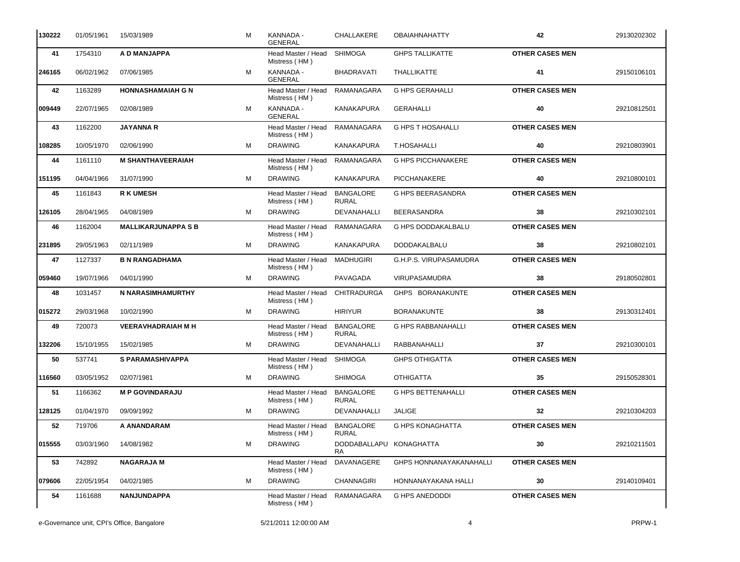| | | | | | | | | |
|---|---|---|---|---|---|---|---|---|
| 130222 | 01/05/1961 | 15/03/1989 | M | KANNADA - GENERAL | CHALLAKERE | OBAIAHNAHATTY | 42 | 29130202302 |
| 41 | 1754310 | A D MANJAPPA | | Head Master / Head Mistress ( HM ) | SHIMOGA | GHPS TALLIKATTE | OTHER CASES MEN | |
| 246165 | 06/02/1962 | 07/06/1985 | M | KANNADA - GENERAL | BHADRAVATI | THALLIKATTE | 41 | 29150106101 |
| 42 | 1163289 | HONNASHAMAIAH G N | | Head Master / Head Mistress ( HM ) | RAMANAGARA | G HPS GERAHALLI | OTHER CASES MEN | |
| 009449 | 22/07/1965 | 02/08/1989 | M | KANNADA - GENERAL | KANAKAPURA | GERAHALLI | 40 | 29210812501 |
| 43 | 1162200 | JAYANNA R | | Head Master / Head Mistress ( HM ) | RAMANAGARA | G HPS T HOSAHALLI | OTHER CASES MEN | |
| 108285 | 10/05/1970 | 02/06/1990 | M | DRAWING | KANAKAPURA | T.HOSAHALLI | 40 | 29210803901 |
| 44 | 1161110 | M SHANTHAVEERAIAH | | Head Master / Head Mistress ( HM ) | RAMANAGARA | G HPS PICCHANAKERE | OTHER CASES MEN | |
| 151195 | 04/04/1966 | 31/07/1990 | M | DRAWING | KANAKAPURA | PICCHANAKERE | 40 | 29210800101 |
| 45 | 1161843 | R K UMESH | | Head Master / Head Mistress ( HM ) | BANGALORE RURAL | G HPS BEERASANDRA | OTHER CASES MEN | |
| 126105 | 28/04/1965 | 04/08/1989 | M | DRAWING | DEVANAHALLI | BEERASANDRA | 38 | 29210302101 |
| 46 | 1162004 | MALLIKARJUNAPPA S B | | Head Master / Head Mistress ( HM ) | RAMANAGARA | G HPS DODDAKALBALU | OTHER CASES MEN | |
| 231895 | 29/05/1963 | 02/11/1989 | M | DRAWING | KANAKAPURA | DODDAKALBALU | 38 | 29210802101 |
| 47 | 1127337 | B N RANGADHAMA | | Head Master / Head Mistress ( HM ) | MADHUGIRI | G.H.P.S. VIRUPASAMUDRA | OTHER CASES MEN | |
| 059460 | 19/07/1966 | 04/01/1990 | M | DRAWING | PAVAGADA | VIRUPASAMUDRA | 38 | 29180502801 |
| 48 | 1031457 | N NARASIMHAMURTHY | | Head Master / Head Mistress ( HM ) | CHITRADURGA | GHPS BORANAKUNTE | OTHER CASES MEN | |
| 015272 | 29/03/1968 | 10/02/1990 | M | DRAWING | HIRIYUR | BORANAKUNTE | 38 | 29130312401 |
| 49 | 720073 | VEERAVHADRAIAH M H | | Head Master / Head Mistress ( HM ) | BANGALORE RURAL | G HPS RABBANAHALLI | OTHER CASES MEN | |
| 132206 | 15/10/1955 | 15/02/1985 | M | DRAWING | DEVANAHALLI | RABBANAHALLI | 37 | 29210300101 |
| 50 | 537741 | S PARAMASHIVAPPA | | Head Master / Head Mistress ( HM ) | SHIMOGA | GHPS OTHIGATTA | OTHER CASES MEN | |
| 116560 | 03/05/1952 | 02/07/1981 | M | DRAWING | SHIMOGA | OTHIGATTA | 35 | 29150528301 |
| 51 | 1166362 | M P GOVINDARAJU | | Head Master / Head Mistress ( HM ) | BANGALORE RURAL | G HPS BETTENAHALLI | OTHER CASES MEN | |
| 128125 | 01/04/1970 | 09/09/1992 | M | DRAWING | DEVANAHALLI | JALIGE | 32 | 29210304203 |
| 52 | 719706 | A ANANDARAM | | Head Master / Head Mistress ( HM ) | BANGALORE RURAL | G HPS KONAGHATTA | OTHER CASES MEN | |
| 015555 | 03/03/1960 | 14/08/1982 | M | DRAWING | DODDABALLAPURA | KONAGHATTA | 30 | 29210211501 |
| 53 | 742892 | NAGARAJA M | | Head Master / Head Mistress ( HM ) | DAVANAGERE | GHPS HONNANAYAKANAHALLI | OTHER CASES MEN | |
| 079606 | 22/05/1954 | 04/02/1985 | M | DRAWING | CHANNAGIRI | HONNANAYAKANA HALLI | 30 | 29140109401 |
| 54 | 1161688 | NANJUNDAPPA | | Head Master / Head Mistress ( HM ) | RAMANAGARA | G HPS ANEDODDI | OTHER CASES MEN | |

e-Governance unit, CPI's Office, Bangalore 5/21/2011 12:00:00 AM PRPW-1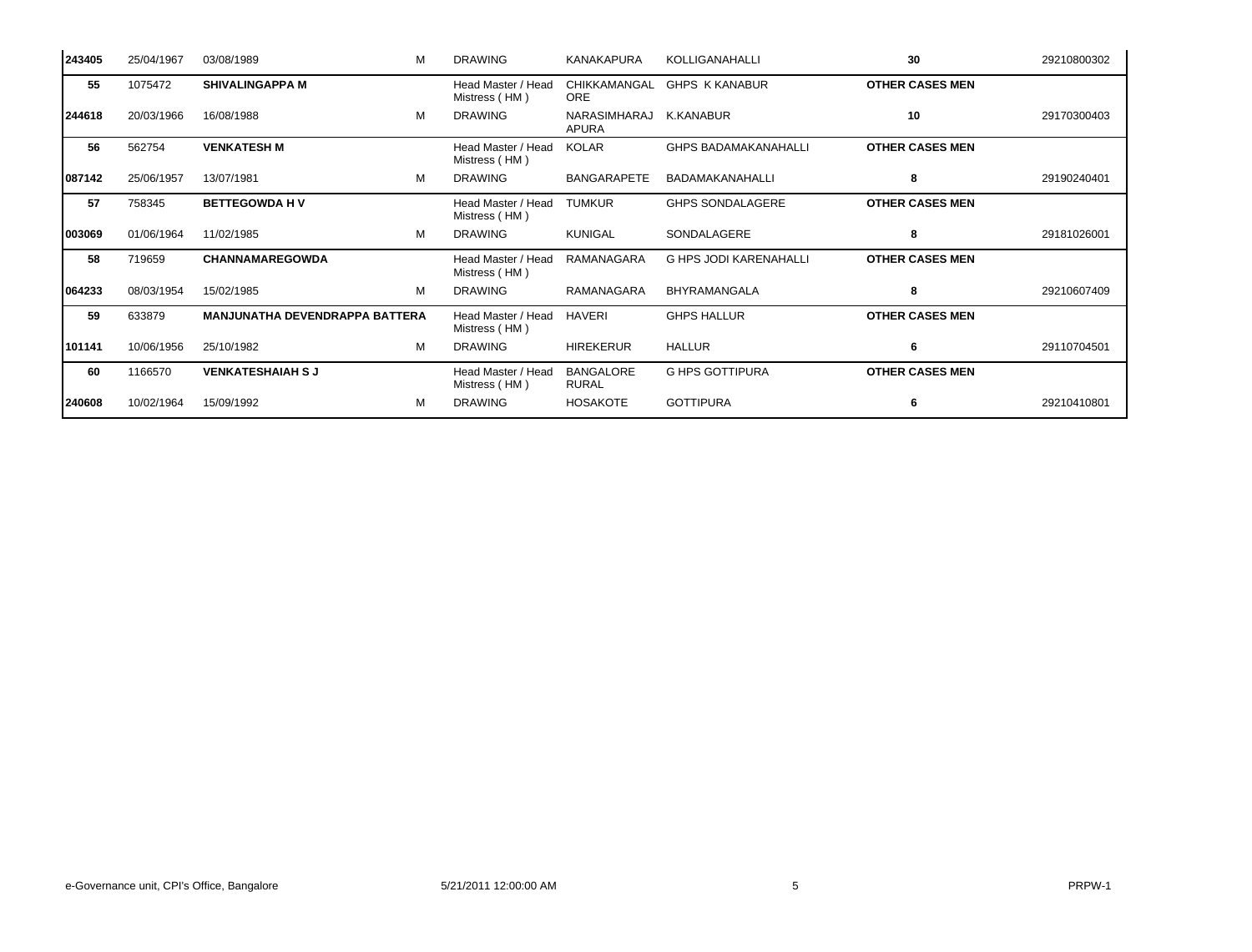| | | | | | | | | |
|---|---|---|---|---|---|---|---|---|
| **243405** | 25/04/1967 | 03/08/1989 | M | DRAWING | KANAKAPURA | KOLLIGANAHALLI | **30** | 29210800302 |
| **55** | 1075472 | **SHIVALINGAPPA M** | | Head Master / Head Mistress ( HM ) | CHIKKAMANGALORE | GHPS K KANABUR | **OTHER CASES MEN** | |
| **244618** | 20/03/1966 | 16/08/1988 | M | DRAWING | NARASIMHARAJAPURA | K.KANABUR | **10** | 29170300403 |
| **56** | 562754 | **VENKATESH M** | | Head Master / Head Mistress ( HM ) | KOLAR | GHPS BADAMAKANAHALLI | **OTHER CASES MEN** | |
| **087142** | 25/06/1957 | 13/07/1981 | M | DRAWING | BANGARPETE | BADAMAKANAHALLI | **8** | 29190240401 |
| **57** | 758345 | **BETTEGOWDA H V** | | Head Master / Head Mistress ( HM ) | TUMKUR | GHPS SONDALAGERE | **OTHER CASES MEN** | |
| **003069** | 01/06/1964 | 11/02/1985 | M | DRAWING | KUNIGAL | SONDALAGERE | **8** | 29181026001 |
| **58** | 719659 | **CHANNAMAREGOWDA** | | Head Master / Head Mistress ( HM ) | RAMANAGARA | G HPS JODI KARENAHALLI | **OTHER CASES MEN** | |
| **064233** | 08/03/1954 | 15/02/1985 | M | DRAWING | RAMANAGARA | BHYRAMANGALA | **8** | 29210607409 |
| **59** | 633879 | **MANJUNATHA DEVENDRAPPA BATTERA** | | Head Master / Head Mistress ( HM ) | HAVERI | GHPS HALLUR | **OTHER CASES MEN** | |
| **101141** | 10/06/1956 | 25/10/1982 | M | DRAWING | HIREKERUR | HALLUR | **6** | 29110704501 |
| **60** | 1166570 | **VENKATESHAIAH S J** | | Head Master / Head Mistress ( HM ) | BANGALORE RURAL | G HPS GOTTIPURA | **OTHER CASES MEN** | |
| **240608** | 10/02/1964 | 15/09/1992 | M | DRAWING | HOSAKOTE | GOTTIPURA | **6** | 29210410801 |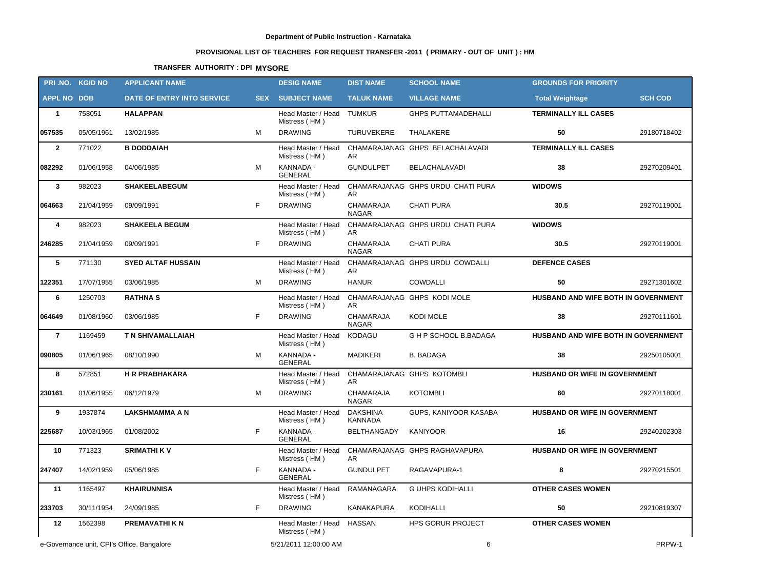**Department of Public Instruction - Karnataka**

**PROVISIONAL LIST OF TEACHERS FOR REQUEST TRANSFER -2011 ( PRIMARY - OUT OF UNIT ) : HM**

**TRANSFER AUTHORITY : DPI MYSORE**

| PRI .NO. | KGID NO | APPLICANT NAME | | DESIG NAME | DIST NAME | SCHOOL NAME | GROUNDS FOR PRIORITY | |
|---|---|---|---|---|---|---|---|---|
| **APPL NO** | **DOB** | **DATE OF ENTRY INTO SERVICE** | **SEX** | **SUBJECT NAME** | **TALUK NAME** | **VILLAGE NAME** | **Total Weightage** | **SCH COD** |
| **1** | 758051 | **HALAPPAN** | | Head Master / Head Mistress ( HM ) | TUMKUR | GHPS PUTTAMADEHALLI | **TERMINALLY ILL CASES** | |
| **057535** | 05/05/1961 | 13/02/1985 | M | DRAWING | TURUVEKERE | THALAKERE | **50** | 29180718402 |
| **2** | 771022 | **B DODDAIAH** | | Head Master / Head Mistress ( HM ) | CHAMARAJANAGAR | GHPS BELACHALAVADI | **TERMINALLY ILL CASES** | |
| **082292** | 01/06/1958 | 04/06/1985 | M | KANNADA - GENERAL | GUNDULPET | BELACHALAVADI | **38** | 29270209401 |
| **3** | 982023 | **SHAKEELABEGUM** | | Head Master / Head Mistress ( HM ) | CHAMARAJANAGAR | GHPS URDU CHATI PURA | **WIDOWS** | |
| **064663** | 21/04/1959 | 09/09/1991 | F | DRAWING | CHAMARAJA NAGAR | CHATI PURA | **30.5** | 29270119001 |
| **4** | 982023 | **SHAKEELA BEGUM** | | Head Master / Head Mistress ( HM ) | CHAMARAJANAGAR | GHPS URDU CHATI PURA | **WIDOWS** | |
| **246285** | 21/04/1959 | 09/09/1991 | F | DRAWING | CHAMARAJA NAGAR | CHATI PURA | **30.5** | 29270119001 |
| **5** | 771130 | **SYED ALTAF HUSSAIN** | | Head Master / Head Mistress ( HM ) | CHAMARAJANAGAR | GHPS URDU COWDALLI | **DEFENCE CASES** | |
| **122351** | 17/07/1955 | 03/06/1985 | M | DRAWING | HANUR | COWDALLI | **50** | 29271301602 |
| **6** | 1250703 | **RATHNA S** | | Head Master / Head Mistress ( HM ) | CHAMARAJANAGAR | GHPS KODI MOLE | **HUSBAND AND WIFE BOTH IN GOVERNMENT** | |
| **064649** | 01/08/1960 | 03/06/1985 | F | DRAWING | CHAMARAJA NAGAR | KODI MOLE | **38** | 29270111601 |
| **7** | 1169459 | **T N SHIVAMALLAIAH** | | Head Master / Head Mistress ( HM ) | KODAGU | G H P SCHOOL B.BADAGA | **HUSBAND AND WIFE BOTH IN GOVERNMENT** | |
| **090805** | 01/06/1965 | 08/10/1990 | M | KANNADA - GENERAL | MADIKERI | B. BADAGA | **38** | 29250105001 |
| **8** | 572851 | **H R PRABHAKARA** | | Head Master / Head Mistress ( HM ) | CHAMARAJANAGAR | GHPS KOTOMBLI | **HUSBAND OR WIFE IN GOVERNMENT** | |
| **230161** | 01/06/1955 | 06/12/1979 | M | DRAWING | CHAMARAJA NAGAR | KOTOMBLI | **60** | 29270118001 |
| **9** | 1937874 | **LAKSHMAMMA A N** | | Head Master / Head Mistress ( HM ) | DAKSHINA KANNADA | GUPS, KANIYOOR KASABA | **HUSBAND OR WIFE IN GOVERNMENT** | |
| **225687** | 10/03/1965 | 01/08/2002 | F | KANNADA - GENERAL | BELTHANGADY | KANIYOOR | **16** | 29240202303 |
| **10** | 771323 | **SRIMATHI K V** | | Head Master / Head Mistress ( HM ) | CHAMARAJANAGAR | GHPS RAGHAVAPURA | **HUSBAND OR WIFE IN GOVERNMENT** | |
| **247407** | 14/02/1959 | 05/06/1985 | F | KANNADA - GENERAL | GUNDULPET | RAGAVAPURA-1 | **8** | 29270215501 |
| **11** | 1165497 | **KHAIRUNNISA** | | Head Master / Head Mistress ( HM ) | RAMANAGARA | G UHPS KODIHALLI | **OTHER CASES WOMEN** | |
| **233703** | 30/11/1954 | 24/09/1985 | F | DRAWING | KANAKAPURA | KODIHALLI | **50** | 29210819307 |
| **12** | 1562398 | **PREMAVATHI K N** | | Head Master / Head Mistress ( HM ) | HASSAN | HPS GORUR PROJECT | **OTHER CASES WOMEN** | |

e-Governance unit, CPI's Office, Bangalore 5/21/2011 12:00:00 AM PRPW-1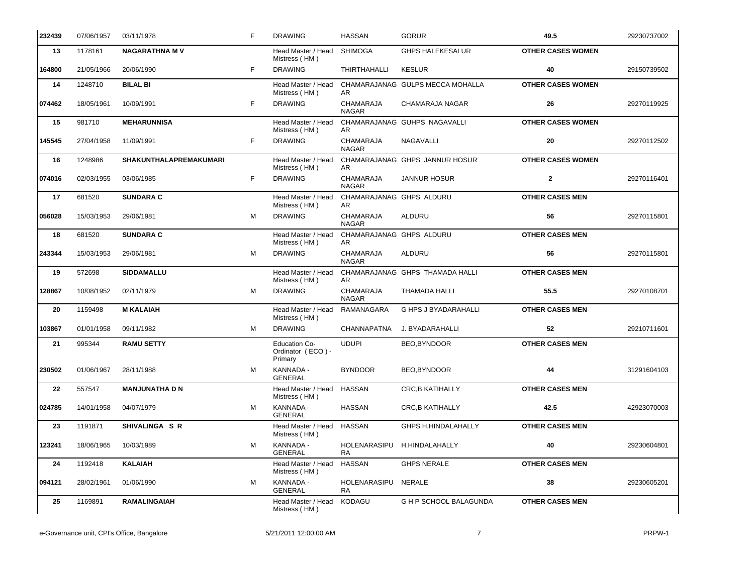| | | | | | | | | |
|---|---|---|---|---|---|---|---|---|
| 232439 | 07/06/1957 | 03/11/1978 | F | DRAWING | HASSAN | GORUR | 49.5 | 29230737002 |
| 13 | 1178161 | **NAGARATHNA M V** | | Head Master / Head Mistress ( HM ) | SHIMOGA | GHPS HALEKESALUR | **OTHER CASES WOMEN** | |
| 164800 | 21/05/1966 | 20/06/1990 | F | DRAWING | THIRTHAHALLI | KESLUR | 40 | 29150739502 |
| 14 | 1248710 | **BILAL BI** | | Head Master / Head Mistress ( HM ) | CHAMARAJANAGAR | GULPS MECCA MOHALLA | **OTHER CASES WOMEN** | |
| 074462 | 18/05/1961 | 10/09/1991 | F | DRAWING | CHAMARAJA NAGAR | CHAMARAJA NAGAR | 26 | 29270119925 |
| 15 | 981710 | **MEHARUNNISA** | | Head Master / Head Mistress ( HM ) | CHAMARAJANAGAR | GUHPS NAGAVALLI | **OTHER CASES WOMEN** | |
| 145545 | 27/04/1958 | 11/09/1991 | F | DRAWING | CHAMARAJA NAGAR | NAGAVALLI | 20 | 29270112502 |
| 16 | 1248986 | **SHAKUNTHALAPREMAKUMARI** | | Head Master / Head Mistress ( HM ) | CHAMARAJANAGAR | GHPS JANNUR HOSUR | **OTHER CASES WOMEN** | |
| 074016 | 02/03/1955 | 03/06/1985 | F | DRAWING | CHAMARAJA NAGAR | JANNUR HOSUR | 2 | 29270116401 |
| 17 | 681520 | **SUNDARA C** | | Head Master / Head Mistress ( HM ) | CHAMARAJANAGAR | GHPS ALDURU | **OTHER CASES MEN** | |
| 056028 | 15/03/1953 | 29/06/1981 | M | DRAWING | CHAMARAJA NAGAR | ALDURU | 56 | 29270115801 |
| 18 | 681520 | **SUNDARA C** | | Head Master / Head Mistress ( HM ) | CHAMARAJANAGAR | GHPS ALDURU | **OTHER CASES MEN** | |
| 243344 | 15/03/1953 | 29/06/1981 | M | DRAWING | CHAMARAJA NAGAR | ALDURU | 56 | 29270115801 |
| 19 | 572698 | **SIDDAMALLU** | | Head Master / Head Mistress ( HM ) | CHAMARAJANAGAR | GHPS THAMADA HALLI | **OTHER CASES MEN** | |
| 128867 | 10/08/1952 | 02/11/1979 | M | DRAWING | CHAMARAJA NAGAR | THAMADA HALLI | 55.5 | 29270108701 |
| 20 | 1159498 | **M KALAIAH** | | Head Master / Head Mistress ( HM ) | RAMANAGARA | G HPS J BYADARAHALLI | **OTHER CASES MEN** | |
| 103867 | 01/01/1958 | 09/11/1982 | M | DRAWING | CHANNAPATNA | J. BYADARAHALLI | 52 | 29210711601 |
| 21 | 995344 | **RAMU SETTY** | | Education Co-Ordinator ( ECO ) - Primary | UDUPI | BEO,BYNDOOR | **OTHER CASES MEN** | |
| 230502 | 01/06/1967 | 28/11/1988 | M | KANNADA - GENERAL | BYNDOOR | BEO,BYNDOOR | 44 | 31291604103 |
| 22 | 557547 | **MANJUNATHA D N** | | Head Master / Head Mistress ( HM ) | HASSAN | CRC,B KATIHALLY | **OTHER CASES MEN** | |
| 024785 | 14/01/1958 | 04/07/1979 | M | KANNADA - GENERAL | HASSAN | CRC,B KATIHALLY | 42.5 | 42923070003 |
| 23 | 1191871 | **SHIVALINGA S R** | | Head Master / Head Mistress ( HM ) | HASSAN | GHPS H.HINDALAHALLY | **OTHER CASES MEN** | |
| 123241 | 18/06/1965 | 10/03/1989 | M | KANNADA - GENERAL | HOLENARASIPURA | H.HINDALAHALLY | 40 | 29230604801 |
| 24 | 1192418 | **KALAIAH** | | Head Master / Head Mistress ( HM ) | HASSAN | GHPS NERALE | **OTHER CASES MEN** | |
| 094121 | 28/02/1961 | 01/06/1990 | M | KANNADA - GENERAL | HOLENARASIPURA | NERALE | 38 | 29230605201 |
| 25 | 1169891 | **RAMALINGAIAH** | | Head Master / Head Mistress ( HM ) | KODAGU | G H P SCHOOL BALAGUNDA | **OTHER CASES MEN** | |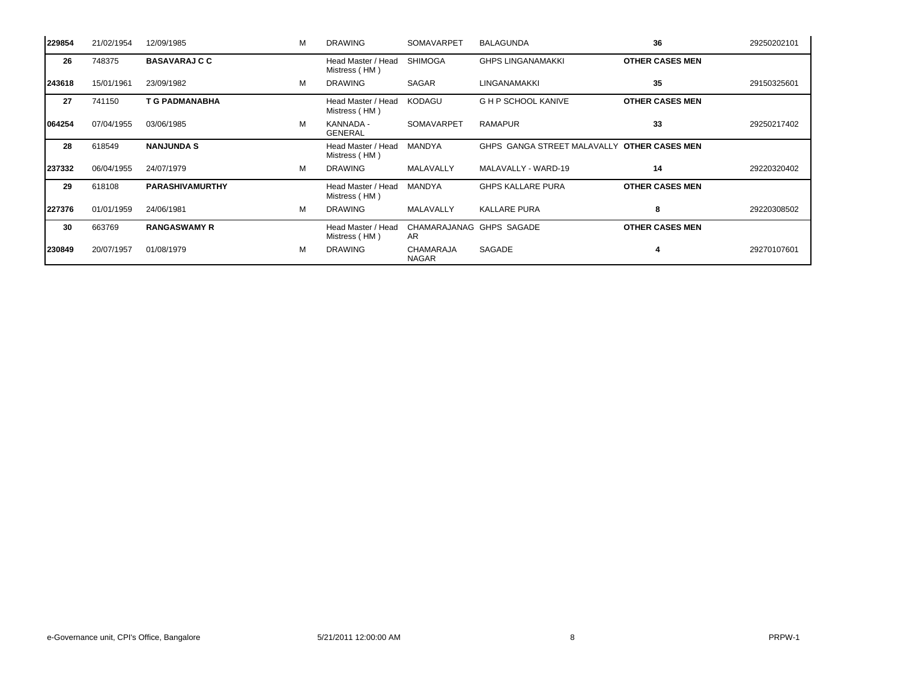| | | | | | | | | |
|---|---|---|---|---|---|---|---|---|
| **229854** | 21/02/1954 | 12/09/1985 | M | DRAWING | SOMAVARPET | BALAGUNDA | **36** | 29250202101 |
| **26** | 748375 | **BASAVARAJ C C** | | Head Master / Head Mistress ( HM ) | SHIMOGA | GHPS LINGANAMAKKI | **OTHER CASES MEN** | |
| **243618** | 15/01/1961 | 23/09/1982 | M | DRAWING | SAGAR | LINGANAMAKKI | **35** | 29150325601 |
| **27** | 741150 | **T G PADMANABHA** | | Head Master / Head Mistress ( HM ) | KODAGU | G H P SCHOOL KANIVE | **OTHER CASES MEN** | |
| **064254** | 07/04/1955 | 03/06/1985 | M | KANNADA - GENERAL | SOMAVARPET | RAMAPUR | **33** | 29250217402 |
| **28** | 618549 | **NANJUNDA S** | | Head Master / Head Mistress ( HM ) | MANDYA | GHPS GANGA STREET MALAVALLY | **OTHER CASES MEN** | |
| **237332** | 06/04/1955 | 24/07/1979 | M | DRAWING | MALAVALLY | MALAVALLY - WARD-19 | **14** | 29220320402 |
| **29** | 618108 | **PARASHIVAMURTHY** | | Head Master / Head Mistress ( HM ) | MANDYA | GHPS KALLARE PURA | **OTHER CASES MEN** | |
| **227376** | 01/01/1959 | 24/06/1981 | M | DRAWING | MALAVALLY | KALLARE PURA | **8** | 29220308502 |
| **30** | 663769 | **RANGASWAMY R** | | Head Master / Head Mistress ( HM ) | CHAMARAJANAGAR | GHPS SAGADE | **OTHER CASES MEN** | |
| **230849** | 20/07/1957 | 01/08/1979 | M | DRAWING | CHAMARAJA NAGAR | SAGADE | **4** | 29270107601 |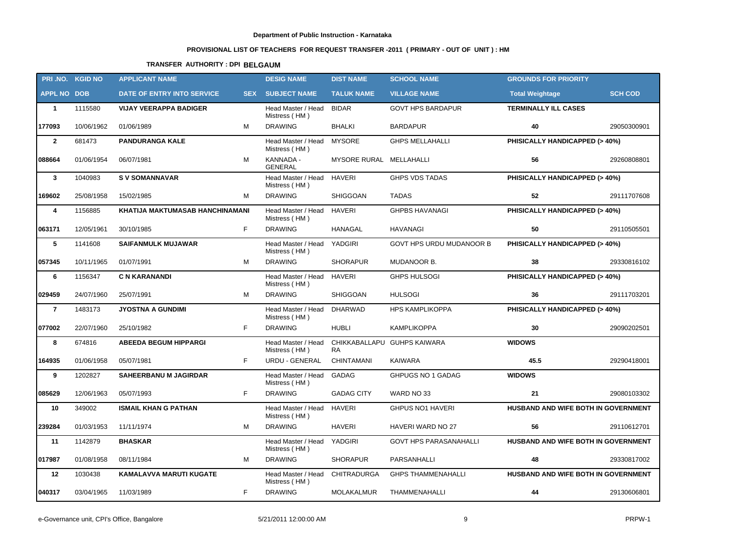**Department of Public Instruction - Karnataka**

**PROVISIONAL LIST OF TEACHERS FOR REQUEST TRANSFER -2011 ( PRIMARY - OUT OF UNIT ) : HM**

**TRANSFER AUTHORITY : DPI BELGAUM**

| PRI .NO. | KGID NO | APPLICANT NAME | | DESIG NAME | DIST NAME | SCHOOL NAME | GROUNDS FOR PRIORITY | |
|---|---|---|---|---|---|---|---|---|
| **APPL NO** | **DOB** | **DATE OF ENTRY INTO SERVICE** | **SEX** | **SUBJECT NAME** | **TALUK NAME** | **VILLAGE NAME** | **Total Weightage** | **SCH COD** |
| **1** | 1115580 | **VIJAY VEERAPPA BADIGER** | | Head Master / Head Mistress ( HM ) | BIDAR | GOVT HPS BARDAPUR | **TERMINALLY ILL CASES** | |
| **177093** | 10/06/1962 | 01/06/1989 | M | DRAWING | BHALKI | BARDAPUR | **40** | 29050300901 |
| **2** | 681473 | **PANDURANGA KALE** | | Head Master / Head Mistress ( HM ) | MYSORE | GHPS MELLAHALLI | **PHISICALLY HANDICAPPED (> 40%)** | |
| **088664** | 01/06/1954 | 06/07/1981 | M | KANNADA - GENERAL | MYSORE RURAL | MELLAHALLI | **56** | 29260808801 |
| **3** | 1040983 | **S V SOMANNAVAR** | | Head Master / Head Mistress ( HM ) | HAVERI | GHPS VDS TADAS | **PHISICALLY HANDICAPPED (> 40%)** | |
| **169602** | 25/08/1958 | 15/02/1985 | M | DRAWING | SHIGGOAN | TADAS | **52** | 29111707608 |
| **4** | 1156885 | **KHATIJA MAKTUMASAB HANCHINAMANI** | | Head Master / Head Mistress ( HM ) | HAVERI | GHPBS HAVANAGI | **PHISICALLY HANDICAPPED (> 40%)** | |
| **063171** | 12/05/1961 | 30/10/1985 | F | DRAWING | HANAGAL | HAVANAGI | **50** | 29110505501 |
| **5** | 1141608 | **SAIFANMULK MUJAWAR** | | Head Master / Head Mistress ( HM ) | YADGIRI | GOVT HPS URDU MUDANOOR B | **PHISICALLY HANDICAPPED (> 40%)** | |
| **057345** | 10/11/1965 | 01/07/1991 | M | DRAWING | SHORAPUR | MUDANOOR B. | **38** | 29330816102 |
| **6** | 1156347 | **C N KARANANDI** | | Head Master / Head Mistress ( HM ) | HAVERI | GHPS HULSOGI | **PHISICALLY HANDICAPPED (> 40%)** | |
| **029459** | 24/07/1960 | 25/07/1991 | M | DRAWING | SHIGGOAN | HULSOGI | **36** | 29111703201 |
| **7** | 1483173 | **JYOSTNA A GUNDIMI** | | Head Master / Head Mistress ( HM ) | DHARWAD | HPS KAMPLIKOPPA | **PHISICALLY HANDICAPPED (> 40%)** | |
| **077002** | 22/07/1960 | 25/10/1982 | F | DRAWING | HUBLI | KAMPLIKOPPA | **30** | 29090202501 |
| **8** | 674816 | **ABEEDA BEGUM HIPPARGI** | | Head Master / Head Mistress ( HM ) | CHIKKABALLAPURA | GUHPS KAIWARA | **WIDOWS** | |
| **164935** | 01/06/1958 | 05/07/1981 | F | URDU - GENERAL | CHINTAMANI | KAIWARA | **45.5** | 29290418001 |
| **9** | 1202827 | **SAHEERBANU M JAGIRDAR** | | Head Master / Head Mistress ( HM ) | GADAG | GHPUGS NO 1 GADAG | **WIDOWS** | |
| **085629** | 12/06/1963 | 05/07/1993 | F | DRAWING | GADAG CITY | WARD NO 33 | **21** | 29080103302 |
| **10** | 349002 | **ISMAIL KHAN G PATHAN** | | Head Master / Head Mistress ( HM ) | HAVERI | GHPUS NO1 HAVERI | **HUSBAND AND WIFE BOTH IN GOVERNMENT** | |
| **239284** | 01/03/1953 | 11/11/1974 | M | DRAWING | HAVERI | HAVERI WARD NO 27 | **56** | 29110612701 |
| **11** | 1142879 | **BHASKAR** | | Head Master / Head Mistress ( HM ) | YADGIRI | GOVT HPS PARASANAHALLI | **HUSBAND AND WIFE BOTH IN GOVERNMENT** | |
| **017987** | 01/08/1958 | 08/11/1984 | M | DRAWING | SHORAPUR | PARSANHALLI | **48** | 29330817002 |
| **12** | 1030438 | **KAMALAVVA MARUTI KUGATE** | | Head Master / Head Mistress ( HM ) | CHITRADURGA | GHPS THAMMENAHALLI | **HUSBAND AND WIFE BOTH IN GOVERNMENT** | |
| **040317** | 03/04/1965 | 11/03/1989 | F | DRAWING | MOLAKALMUR | THAMMENAHALLI | **44** | 29130606801 |

e-Governance unit, CPI's Office, Bangalore 5/21/2011 12:00:00 AM PRPW-1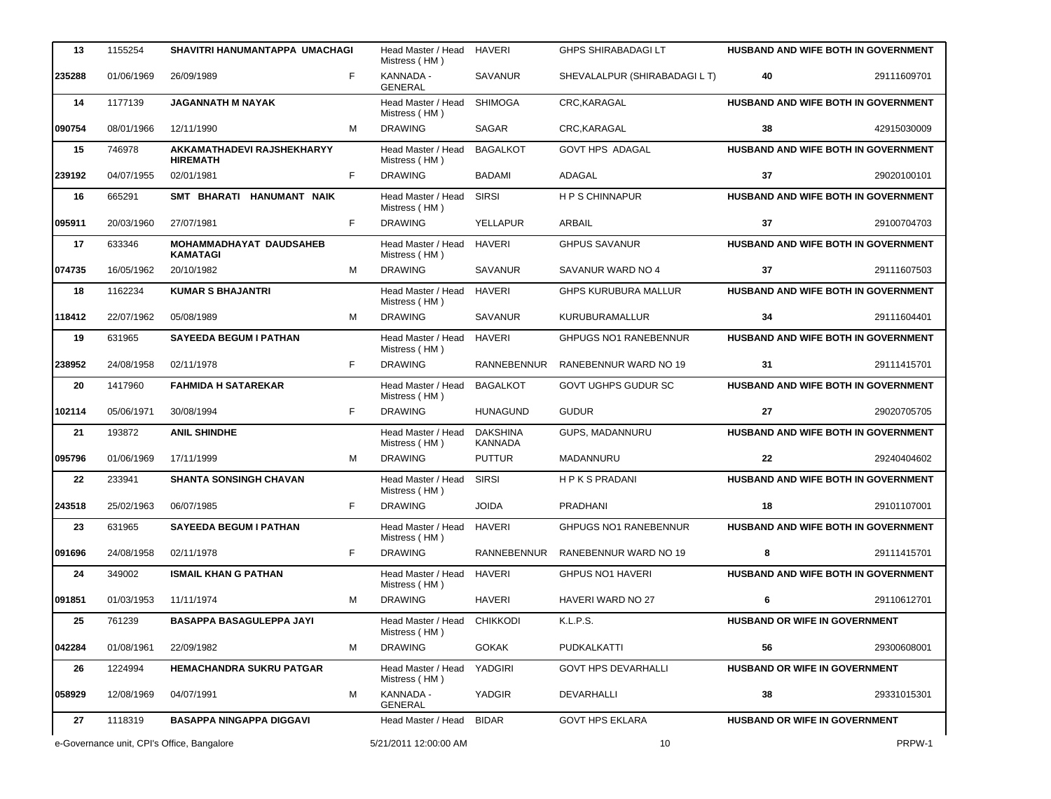| 13 | 1155254 | SHAVITRI HANUMANTAPPA UMACHAGI | | Head Master / Head Mistress ( HM ) | HAVERI | GHPS SHIRABADAGI LT | HUSBAND AND WIFE BOTH IN GOVERNMENT | |
|---|---|---|---|---|---|---|---|---|
| 235288 | 01/06/1969 | 26/09/1989 | F | KANNADA - GENERAL | SAVANUR | SHEVALALPUR (SHIRABADAGI L T) | 40 | 29111609701 |
| 14 | 1177139 | JAGANNATH M NAYAK | | Head Master / Head Mistress ( HM ) | SHIMOGA | CRC,KARAGAL | HUSBAND AND WIFE BOTH IN GOVERNMENT | |
| 090754 | 08/01/1966 | 12/11/1990 | M | DRAWING | SAGAR | CRC,KARAGAL | 38 | 42915030009 |
| 15 | 746978 | AKKAMATHADEVI RAJSHEKHARYY HIREMATH | | Head Master / Head Mistress ( HM ) | BAGALKOT | GOVT HPS ADAGAL | HUSBAND AND WIFE BOTH IN GOVERNMENT | |
| 239192 | 04/07/1955 | 02/01/1981 | F | DRAWING | BADAMI | ADAGAL | 37 | 29020100101 |
| 16 | 665291 | SMT BHARATI HANUMANT NAIK | | Head Master / Head Mistress ( HM ) | SIRSI | H P S CHINNAPUR | HUSBAND AND WIFE BOTH IN GOVERNMENT | |
| 095911 | 20/03/1960 | 27/07/1981 | F | DRAWING | YELLAPUR | ARBAIL | 37 | 29100704703 |
| 17 | 633346 | MOHAMMADHAYAT DAUDSAHEB KAMATAGI | | Head Master / Head Mistress ( HM ) | HAVERI | GHPUS SAVANUR | HUSBAND AND WIFE BOTH IN GOVERNMENT | |
| 074735 | 16/05/1962 | 20/10/1982 | M | DRAWING | SAVANUR | SAVANUR WARD NO 4 | 37 | 29111607503 |
| 18 | 1162234 | KUMAR S BHAJANTRI | | Head Master / Head Mistress ( HM ) | HAVERI | GHPS KURUBURA MALLUR | HUSBAND AND WIFE BOTH IN GOVERNMENT | |
| 118412 | 22/07/1962 | 05/08/1989 | M | DRAWING | SAVANUR | KURUBURAMALLUR | 34 | 29111604401 |
| 19 | 631965 | SAYEEDA BEGUM I PATHAN | | Head Master / Head Mistress ( HM ) | HAVERI | GHPUGS NO1 RANEBENNUR | HUSBAND AND WIFE BOTH IN GOVERNMENT | |
| 238952 | 24/08/1958 | 02/11/1978 | F | DRAWING | RANNEBENNUR | RANEBENNUR WARD NO 19 | 31 | 29111415701 |
| 20 | 1417960 | FAHMIDA H SATAREKAR | | Head Master / Head Mistress ( HM ) | BAGALKOT | GOVT UGHPS GUDUR SC | HUSBAND AND WIFE BOTH IN GOVERNMENT | |
| 102114 | 05/06/1971 | 30/08/1994 | F | DRAWING | HUNAGUND | GUDUR | 27 | 29020705705 |
| 21 | 193872 | ANIL SHINDHE | | Head Master / Head Mistress ( HM ) | DAKSHINA KANNADA | GUPS, MADANNURU | HUSBAND AND WIFE BOTH IN GOVERNMENT | |
| 095796 | 01/06/1969 | 17/11/1999 | M | DRAWING | PUTTUR | MADANNURU | 22 | 29240404602 |
| 22 | 233941 | SHANTA SONSINGH CHAVAN | | Head Master / Head Mistress ( HM ) | SIRSI | H P K S PRADANI | HUSBAND AND WIFE BOTH IN GOVERNMENT | |
| 243518 | 25/02/1963 | 06/07/1985 | F | DRAWING | JOIDA | PRADHANI | 18 | 29101107001 |
| 23 | 631965 | SAYEEDA BEGUM I PATHAN | | Head Master / Head Mistress ( HM ) | HAVERI | GHPUGS NO1 RANEBENNUR | HUSBAND AND WIFE BOTH IN GOVERNMENT | |
| 091696 | 24/08/1958 | 02/11/1978 | F | DRAWING | RANNEBENNUR | RANEBENNUR WARD NO 19 | 8 | 29111415701 |
| 24 | 349002 | ISMAIL KHAN G PATHAN | | Head Master / Head Mistress ( HM ) | HAVERI | GHPUS NO1 HAVERI | HUSBAND AND WIFE BOTH IN GOVERNMENT | |
| 091851 | 01/03/1953 | 11/11/1974 | M | DRAWING | HAVERI | HAVERI WARD NO 27 | 6 | 29110612701 |
| 25 | 761239 | BASAPPA BASAGULEPPA JAYI | | Head Master / Head Mistress ( HM ) | CHIKKODI | K.L.P.S. | HUSBAND OR WIFE IN GOVERNMENT | |
| 042284 | 01/08/1961 | 22/09/1982 | M | DRAWING | GOKAK | PUDKALKATTI | 56 | 29300608001 |
| 26 | 1224994 | HEMACHANDRA SUKRU PATGAR | | Head Master / Head Mistress ( HM ) | YADGIRI | GOVT HPS DEVARHALLI | HUSBAND OR WIFE IN GOVERNMENT | |
| 058929 | 12/08/1969 | 04/07/1991 | M | KANNADA - GENERAL | YADGIR | DEVARHALLI | 38 | 29331015301 |
| 27 | 1118319 | BASAPPA NINGAPPA DIGGAVI | | Head Master / Head | BIDAR | GOVT HPS EKLARA | HUSBAND OR WIFE IN GOVERNMENT | |

e-Governance unit, CPI's Office, Bangalore 5/21/2011 12:00:00 AM PRPW-1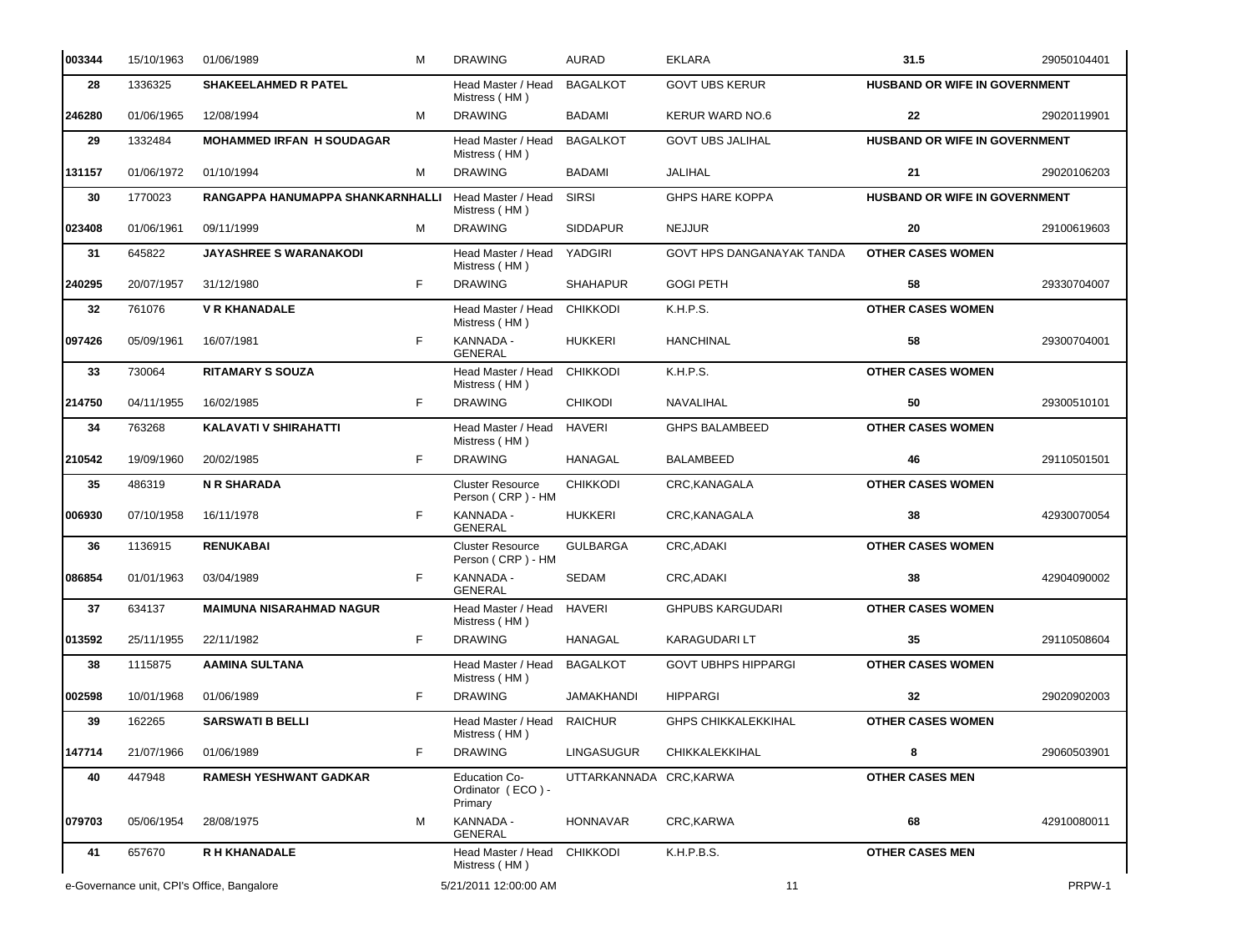| | | | | | | | | |
|---|---|---|---|---|---|---|---|---|
| **003344** | 15/10/1963 | 01/06/1989 | M | DRAWING | AURAD | EKLARA | **31.5** | 29050104401 |
| **28** | 1336325 | **SHAKEELAHMED R PATEL** | | Head Master / Head Mistress ( HM ) | BAGALKOT | GOVT UBS KERUR | **HUSBAND OR WIFE IN GOVERNMENT** | |
| **246280** | 01/06/1965 | 12/08/1994 | M | DRAWING | BADAMI | KERUR WARD NO.6 | **22** | 29020119901 |
| **29** | 1332484 | **MOHAMMED IRFAN H SOUDAGAR** | | Head Master / Head Mistress ( HM ) | BAGALKOT | GOVT UBS JALIHAL | **HUSBAND OR WIFE IN GOVERNMENT** | |
| **131157** | 01/06/1972 | 01/10/1994 | M | DRAWING | BADAMI | JALIHAL | **21** | 29020106203 |
| **30** | 1770023 | **RANGAPPA HANUMAPPA SHANKARNHALLI** | | Head Master / Head Mistress ( HM ) | SIRSI | GHPS HARE KOPPA | **HUSBAND OR WIFE IN GOVERNMENT** | |
| **023408** | 01/06/1961 | 09/11/1999 | M | DRAWING | SIDDAPUR | NEJJUR | **20** | 29100619603 |
| **31** | 645822 | **JAYASHREE S WARANAKODI** | | Head Master / Head Mistress ( HM ) | YADGIRI | GOVT HPS DANGANAYAK TANDA | **OTHER CASES WOMEN** | |
| **240295** | 20/07/1957 | 31/12/1980 | F | DRAWING | SHAHAPUR | GOGI PETH | **58** | 29330704007 |
| **32** | 761076 | **V R KHANADALE** | | Head Master / Head Mistress ( HM ) | CHIKKODI | K.H.P.S. | **OTHER CASES WOMEN** | |
| **097426** | 05/09/1961 | 16/07/1981 | F | KANNADA - GENERAL | HUKKERI | HANCHINAL | **58** | 29300704001 |
| **33** | 730064 | **RITAMARY S SOUZA** | | Head Master / Head Mistress ( HM ) | CHIKKODI | K.H.P.S. | **OTHER CASES WOMEN** | |
| **214750** | 04/11/1955 | 16/02/1985 | F | DRAWING | CHIKODI | NAVALIHAL | **50** | 29300510101 |
| **34** | 763268 | **KALAVATI V SHIRAHATTI** | | Head Master / Head Mistress ( HM ) | HAVERI | GHPS BALAMBEED | **OTHER CASES WOMEN** | |
| **210542** | 19/09/1960 | 20/02/1985 | F | DRAWING | HANAGAL | BALAMBEED | **46** | 29110501501 |
| **35** | 486319 | **N R SHARADA** | | Cluster Resource Person ( CRP ) - HM | CHIKKODI | CRC,KANAGALA | **OTHER CASES WOMEN** | |
| **006930** | 07/10/1958 | 16/11/1978 | F | KANNADA - GENERAL | HUKKERI | CRC,KANAGALA | **38** | 42930070054 |
| **36** | 1136915 | **RENUKABAI** | | Cluster Resource Person ( CRP ) - HM | GULBARGA | CRC,ADAKI | **OTHER CASES WOMEN** | |
| **086854** | 01/01/1963 | 03/04/1989 | F | KANNADA - GENERAL | SEDAM | CRC,ADAKI | **38** | 42904090002 |
| **37** | 634137 | **MAIMUNA NISARAHMAD NAGUR** | | Head Master / Head Mistress ( HM ) | HAVERI | GHPUBS KARGUDARI | **OTHER CASES WOMEN** | |
| **013592** | 25/11/1955 | 22/11/1982 | F | DRAWING | HANAGAL | KARAGUDARI LT | **35** | 29110508604 |
| **38** | 1115875 | **AAMINA SULTANA** | | Head Master / Head Mistress ( HM ) | BAGALKOT | GOVT UBHPS HIPPARGI | **OTHER CASES WOMEN** | |
| **002598** | 10/01/1968 | 01/06/1989 | F | DRAWING | JAMAKHANDI | HIPPARGI | **32** | 29020902003 |
| **39** | 162265 | **SARSWATI B BELLI** | | Head Master / Head Mistress ( HM ) | RAICHUR | GHPS CHIKKALEKKIHAL | **OTHER CASES WOMEN** | |
| **147714** | 21/07/1966 | 01/06/1989 | F | DRAWING | LINGASUGUR | CHIKKALEKKIHAL | **8** | 29060503901 |
| **40** | 447948 | **RAMESH YESHWANT GADKAR** | | Education Co-Ordinator ( ECO ) - Primary | UTTARKANNADA | CRC,KARWA | **OTHER CASES MEN** | |
| **079703** | 05/06/1954 | 28/08/1975 | M | KANNADA - GENERAL | HONNAVAR | CRC,KARWA | **68** | 42910080011 |
| **41** | 657670 | **R H KHANADALE** | | Head Master / Head Mistress ( HM ) | CHIKKODI | K.H.P.B.S. | **OTHER CASES MEN** | |

e-Governance unit, CPI's Office, Bangalore 5/21/2011 12:00:00 AM PRPW-1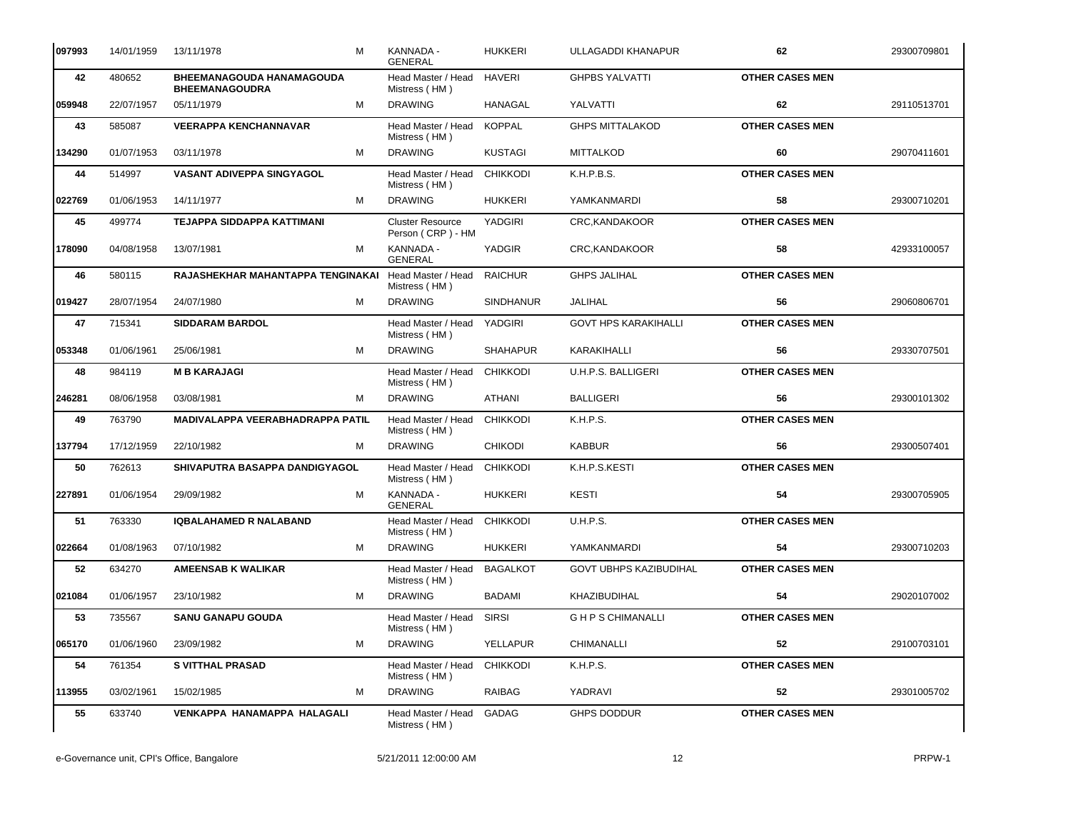| | | | | | | | | |
|---|---|---|---|---|---|---|---|---|
| 097993 | 14/01/1959 | 13/11/1978 | M | KANNADA - GENERAL | HUKKERI | ULLAGADDI KHANAPUR | 62 | 29300709801 |
| 42 | 480652 | **BHEEMANAGOUDA HANAMAGOUDA BHEEMANAGOUDRA** | | Head Master / Head Mistress ( HM ) | HAVERI | GHPBS YALVATTI | **OTHER CASES MEN** | |
| 059948 | 22/07/1957 | 05/11/1979 | M | DRAWING | HANAGAL | YALVATTI | 62 | 29110513701 |
| 43 | 585087 | **VEERAPPA KENCHANNAVAR** | | Head Master / Head Mistress ( HM ) | KOPPAL | GHPS MITTALAKOD | **OTHER CASES MEN** | |
| 134290 | 01/07/1953 | 03/11/1978 | M | DRAWING | KUSTAGI | MITTALKOD | 60 | 29070411601 |
| 44 | 514997 | **VASANT ADIVEPPA SINGYAGOL** | | Head Master / Head Mistress ( HM ) | CHIKKODI | K.H.P.B.S. | **OTHER CASES MEN** | |
| 022769 | 01/06/1953 | 14/11/1977 | M | DRAWING | HUKKERI | YAMKANMARDI | 58 | 29300710201 |
| 45 | 499774 | **TEJAPPA SIDDAPPA KATTIMANI** | | Cluster Resource Person ( CRP ) - HM | YADGIRI | CRC,KANDAKOOR | **OTHER CASES MEN** | |
| 178090 | 04/08/1958 | 13/07/1981 | M | KANNADA - GENERAL | YADGIR | CRC,KANDAKOOR | 58 | 42933100057 |
| 46 | 580115 | **RAJASHEKHAR MAHANTAPPA TENGINAKAI** | | Head Master / Head Mistress ( HM ) | RAICHUR | GHPS JALIHAL | **OTHER CASES MEN** | |
| 019427 | 28/07/1954 | 24/07/1980 | M | DRAWING | SINDHANUR | JALIHAL | 56 | 29060806701 |
| 47 | 715341 | **SIDDARAM BARDOL** | | Head Master / Head Mistress ( HM ) | YADGIRI | GOVT HPS KARAKIHALLI | **OTHER CASES MEN** | |
| 053348 | 01/06/1961 | 25/06/1981 | M | DRAWING | SHAHAPUR | KARAKIHALLI | 56 | 29330707501 |
| 48 | 984119 | **M B KARAJAGI** | | Head Master / Head Mistress ( HM ) | CHIKKODI | U.H.P.S. BALLIGERI | **OTHER CASES MEN** | |
| 246281 | 08/06/1958 | 03/08/1981 | M | DRAWING | ATHANI | BALLIGERI | 56 | 29300101302 |
| 49 | 763790 | **MADIVALAPPA VEERABHADRAPPA PATIL** | | Head Master / Head Mistress ( HM ) | CHIKKODI | K.H.P.S. | **OTHER CASES MEN** | |
| 137794 | 17/12/1959 | 22/10/1982 | M | DRAWING | CHIKODI | KABBUR | 56 | 29300507401 |
| 50 | 762613 | **SHIVAPUTRA BASAPPA DANDIGYAGOL** | | Head Master / Head Mistress ( HM ) | CHIKKODI | K.H.P.S.KESTI | **OTHER CASES MEN** | |
| 227891 | 01/06/1954 | 29/09/1982 | M | KANNADA - GENERAL | HUKKERI | KESTI | 54 | 29300705905 |
| 51 | 763330 | **IQBALAHAMED R NALABAND** | | Head Master / Head Mistress ( HM ) | CHIKKODI | U.H.P.S. | **OTHER CASES MEN** | |
| 022664 | 01/08/1963 | 07/10/1982 | M | DRAWING | HUKKERI | YAMKANMARDI | 54 | 29300710203 |
| 52 | 634270 | **AMEENSAB K WALIKAR** | | Head Master / Head Mistress ( HM ) | BAGALKOT | GOVT UBHPS KAZIBUDIHAL | **OTHER CASES MEN** | |
| 021084 | 01/06/1957 | 23/10/1982 | M | DRAWING | BADAMI | KHAZIBUDIHAL | 54 | 29020107002 |
| 53 | 735567 | **SANU GANAPU GOUDA** | | Head Master / Head Mistress ( HM ) | SIRSI | G H P S CHIMANALLI | **OTHER CASES MEN** | |
| 065170 | 01/06/1960 | 23/09/1982 | M | DRAWING | YELLAPUR | CHIMANALLI | 52 | 29100703101 |
| 54 | 761354 | **S VITTHAL PRASAD** | | Head Master / Head Mistress ( HM ) | CHIKKODI | K.H.P.S. | **OTHER CASES MEN** | |
| 113955 | 03/02/1961 | 15/02/1985 | M | DRAWING | RAIBAG | YADRAVI | 52 | 29301005702 |
| 55 | 633740 | **VENKAPPA HANAMAPPA HALAGALI** | | Head Master / Head Mistress ( HM ) | GADAG | GHPS DODDUR | **OTHER CASES MEN** | |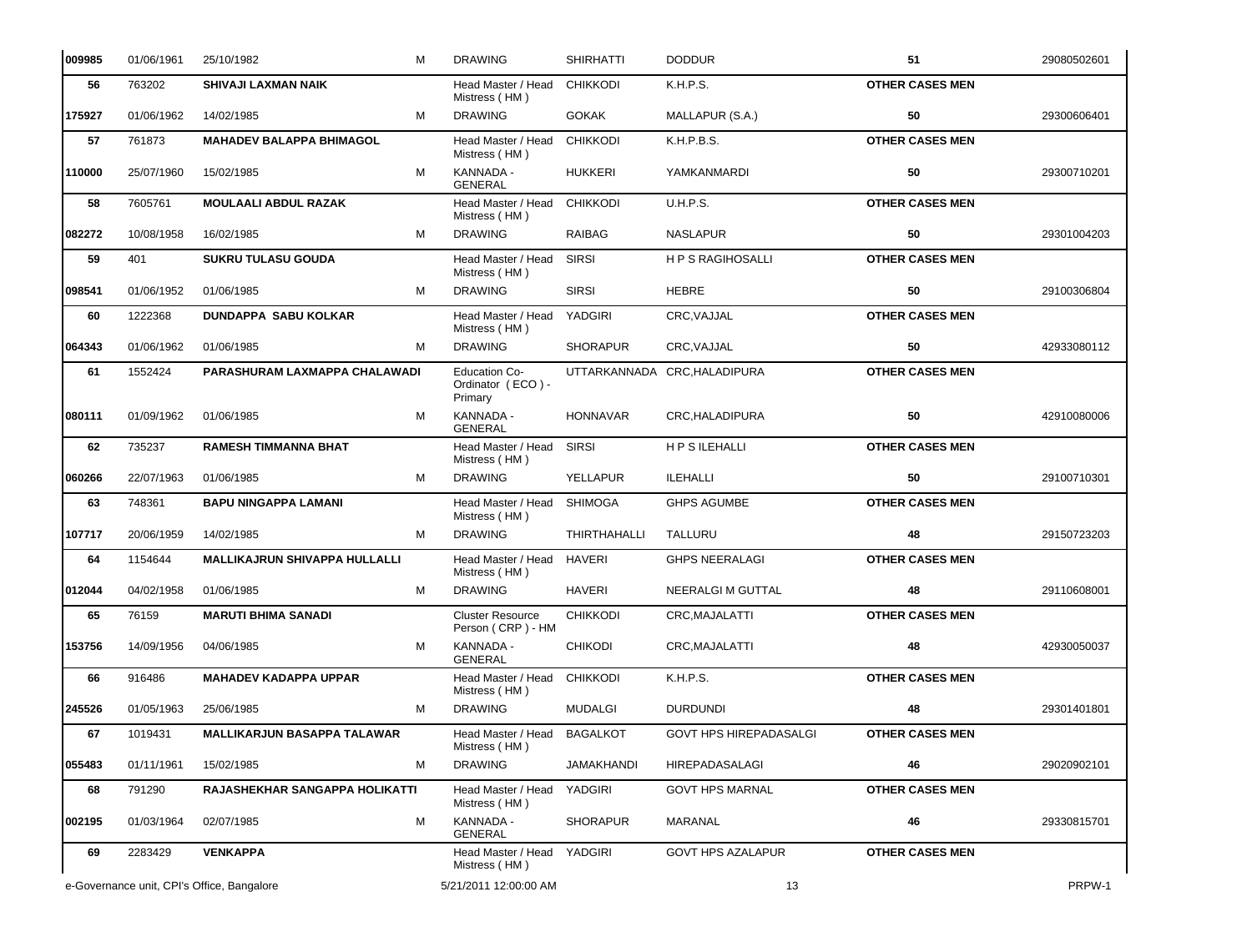| | | | | | | | | |
|---|---|---|---|---|---|---|---|---|
| 009985 | 01/06/1961 | 25/10/1982 | M | DRAWING | SHIRHATTI | DODDUR | 51 | 29080502601 |
| 56 | 763202 | **SHIVAJI LAXMAN NAIK** | | Head Master / Head Mistress ( HM ) | CHIKKODI | K.H.P.S. | **OTHER CASES MEN** | |
| 175927 | 01/06/1962 | 14/02/1985 | M | DRAWING | GOKAK | MALLAPUR (S.A.) | 50 | 29300606401 |
| 57 | 761873 | **MAHADEV BALAPPA BHIMAGOL** | | Head Master / Head Mistress ( HM ) | CHIKKODI | K.H.P.B.S. | **OTHER CASES MEN** | |
| 110000 | 25/07/1960 | 15/02/1985 | M | KANNADA - GENERAL | HUKKERI | YAMKANMARDI | 50 | 29300710201 |
| 58 | 7605761 | **MOULAALI ABDUL RAZAK** | | Head Master / Head Mistress ( HM ) | CHIKKODI | U.H.P.S. | **OTHER CASES MEN** | |
| 082272 | 10/08/1958 | 16/02/1985 | M | DRAWING | RAIBAG | NASLAPUR | 50 | 29301004203 |
| 59 | 401 | **SUKRU TULASU GOUDA** | | Head Master / Head Mistress ( HM ) | SIRSI | H P S RAGIHOSALLI | **OTHER CASES MEN** | |
| 098541 | 01/06/1952 | 01/06/1985 | M | DRAWING | SIRSI | HEBRE | 50 | 29100306804 |
| 60 | 1222368 | **DUNDAPPA SABU KOLKAR** | | Head Master / Head Mistress ( HM ) | YADGIRI | CRC,VAJJAL | **OTHER CASES MEN** | |
| 064343 | 01/06/1962 | 01/06/1985 | M | DRAWING | SHORAPUR | CRC,VAJJAL | 50 | 42933080112 |
| 61 | 1552424 | **PARASHURAM LAXMAPPA CHALAWADI** | | Education Co-Ordinator ( ECO ) - Primary | UTTARKANNADA | CRC,HALADIPURA | **OTHER CASES MEN** | |
| 080111 | 01/09/1962 | 01/06/1985 | M | KANNADA - GENERAL | HONNAVAR | CRC,HALADIPURA | 50 | 42910080006 |
| 62 | 735237 | **RAMESH TIMMANNA BHAT** | | Head Master / Head Mistress ( HM ) | SIRSI | H P S ILEHALLI | **OTHER CASES MEN** | |
| 060266 | 22/07/1963 | 01/06/1985 | M | DRAWING | YELLAPUR | ILEHALLI | 50 | 29100710301 |
| 63 | 748361 | **BAPU NINGAPPA LAMANI** | | Head Master / Head Mistress ( HM ) | SHIMOGA | GHPS AGUMBE | **OTHER CASES MEN** | |
| 107717 | 20/06/1959 | 14/02/1985 | M | DRAWING | THIRTHAHALLI | TALLURU | 48 | 29150723203 |
| 64 | 1154644 | **MALLIKAJRUN SHIVAPPA HULLALLI** | | Head Master / Head Mistress ( HM ) | HAVERI | GHPS NEERALAGI | **OTHER CASES MEN** | |
| 012044 | 04/02/1958 | 01/06/1985 | M | DRAWING | HAVERI | NEERALGI M GUTTAL | 48 | 29110608001 |
| 65 | 76159 | **MARUTI BHIMA SANADI** | | Cluster Resource Person ( CRP ) - HM | CHIKKODI | CRC,MAJALATTI | **OTHER CASES MEN** | |
| 153756 | 14/09/1956 | 04/06/1985 | M | KANNADA - GENERAL | CHIKODI | CRC,MAJALATTI | 48 | 42930050037 |
| 66 | 916486 | **MAHADEV KADAPPA UPPAR** | | Head Master / Head Mistress ( HM ) | CHIKKODI | K.H.P.S. | **OTHER CASES MEN** | |
| 245526 | 01/05/1963 | 25/06/1985 | M | DRAWING | MUDALGI | DURDUNDI | 48 | 29301401801 |
| 67 | 1019431 | **MALLIKARJUN BASAPPA TALAWAR** | | Head Master / Head Mistress ( HM ) | BAGALKOT | GOVT HPS HIREPADASALGI | **OTHER CASES MEN** | |
| 055483 | 01/11/1961 | 15/02/1985 | M | DRAWING | JAMAKHANDI | HIREPADASALAGI | 46 | 29020902101 |
| 68 | 791290 | **RAJASHEKHAR SANGAPPA HOLIKATTI** | | Head Master / Head Mistress ( HM ) | YADGIRI | GOVT HPS MARNAL | **OTHER CASES MEN** | |
| 002195 | 01/03/1964 | 02/07/1985 | M | KANNADA - GENERAL | SHORAPUR | MARANAL | 46 | 29330815701 |
| 69 | 2283429 | **VENKAPPA** | | Head Master / Head Mistress ( HM ) | YADGIRI | GOVT HPS AZALAPUR | **OTHER CASES MEN** | |

e-Governance unit, CPI's Office, Bangalore 5/21/2011 12:00:00 AM PRPW-1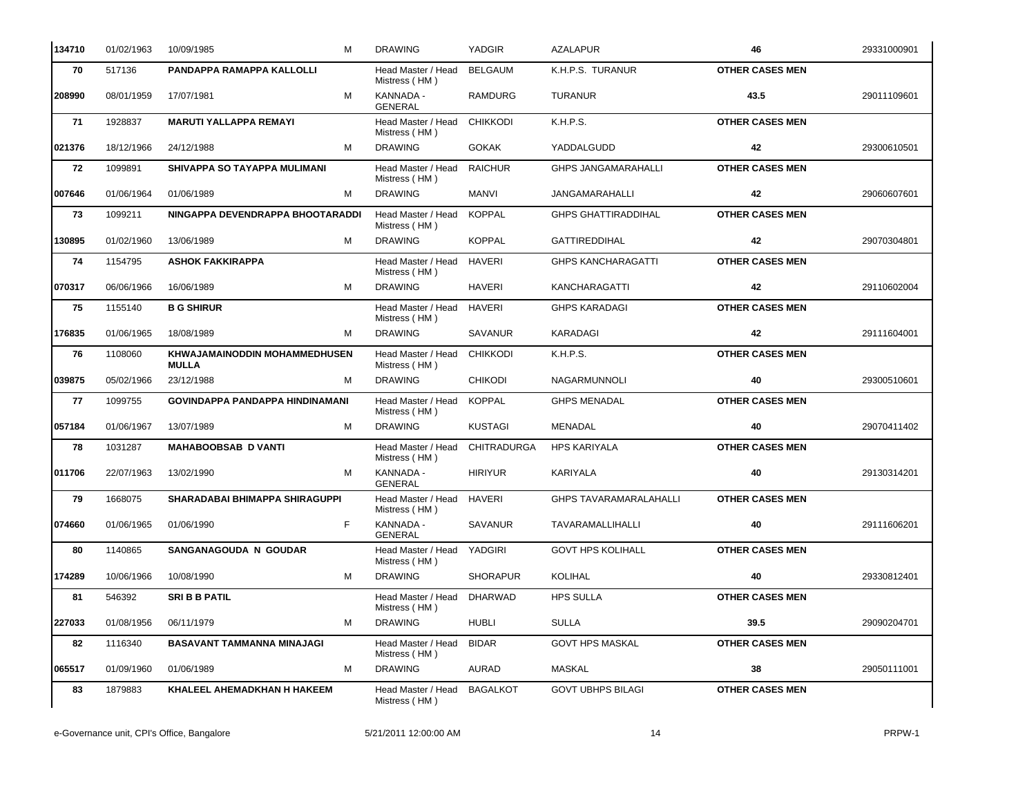| | | | | | | | | |
|---|---|---|---|---|---|---|---|---|
| **134710** | 01/02/1963 | 10/09/1985 | M | DRAWING | YADGIR | AZALAPUR | **46** | 29331000901 |
| **70** | 517136 | **PANDAPPA RAMAPPA KALLOLLI** | | Head Master / Head Mistress ( HM ) | BELGAUM | K.H.P.S. TURANUR | **OTHER CASES MEN** | |
| **208990** | 08/01/1959 | 17/07/1981 | M | KANNADA - GENERAL | RAMDURG | TURANUR | **43.5** | 29011109601 |
| **71** | 1928837 | **MARUTI YALLAPPA REMAYI** | | Head Master / Head Mistress ( HM ) | CHIKKODI | K.H.P.S. | **OTHER CASES MEN** | |
| **021376** | 18/12/1966 | 24/12/1988 | M | DRAWING | GOKAK | YADDALGUDD | **42** | 29300610501 |
| **72** | 1099891 | **SHIVAPPA SO TAYAPPA MULIMANI** | | Head Master / Head Mistress ( HM ) | RAICHUR | GHPS JANGAMARAHALLI | **OTHER CASES MEN** | |
| **007646** | 01/06/1964 | 01/06/1989 | M | DRAWING | MANVI | JANGAMARAHALLI | **42** | 29060607601 |
| **73** | 1099211 | **NINGAPPA DEVENDRAPPA BHOOTARADDI** | | Head Master / Head Mistress ( HM ) | KOPPAL | GHPS GHATTIRADDIHAL | **OTHER CASES MEN** | |
| **130895** | 01/02/1960 | 13/06/1989 | M | DRAWING | KOPPAL | GATTIREDDIHAL | **42** | 29070304801 |
| **74** | 1154795 | **ASHOK FAKKIRAPPA** | | Head Master / Head Mistress ( HM ) | HAVERI | GHPS KANCHARAGATTI | **OTHER CASES MEN** | |
| **070317** | 06/06/1966 | 16/06/1989 | M | DRAWING | HAVERI | KANCHARAGATTI | **42** | 29110602004 |
| **75** | 1155140 | **B G SHIRUR** | | Head Master / Head Mistress ( HM ) | HAVERI | GHPS KARADAGI | **OTHER CASES MEN** | |
| **176835** | 01/06/1965 | 18/08/1989 | M | DRAWING | SAVANUR | KARADAGI | **42** | 29111604001 |
| **76** | 1108060 | **KHWAJAMAINODDIN MOHAMMEDHUSEN MULLA** | | Head Master / Head Mistress ( HM ) | CHIKKODI | K.H.P.S. | **OTHER CASES MEN** | |
| **039875** | 05/02/1966 | 23/12/1988 | M | DRAWING | CHIKODI | NAGARMUNNOLI | **40** | 29300510601 |
| **77** | 1099755 | **GOVINDAPPA PANDAPPA HINDINAMANI** | | Head Master / Head Mistress ( HM ) | KOPPAL | GHPS MENADAL | **OTHER CASES MEN** | |
| **057184** | 01/06/1967 | 13/07/1989 | M | DRAWING | KUSTAGI | MENADAL | **40** | 29070411402 |
| **78** | 1031287 | **MAHABOOBSAB D VANTI** | | Head Master / Head Mistress ( HM ) | CHITRADURGA | HPS KARIYALA | **OTHER CASES MEN** | |
| **011706** | 22/07/1963 | 13/02/1990 | M | KANNADA - GENERAL | HIRIYUR | KARIYALA | **40** | 29130314201 |
| **79** | 1668075 | **SHARADABAI BHIMAPPA SHIRAGUPPI** | | Head Master / Head Mistress ( HM ) | HAVERI | GHPS TAVARAMARALAHALLI | **OTHER CASES MEN** | |
| **074660** | 01/06/1965 | 01/06/1990 | F | KANNADA - GENERAL | SAVANUR | TAVARAMALLIHALLI | **40** | 29111606201 |
| **80** | 1140865 | **SANGANAGOUDA N GOUDAR** | | Head Master / Head Mistress ( HM ) | YADGIRI | GOVT HPS KOLIHALL | **OTHER CASES MEN** | |
| **174289** | 10/06/1966 | 10/08/1990 | M | DRAWING | SHORAPUR | KOLIHAL | **40** | 29330812401 |
| **81** | 546392 | **SRI B B PATIL** | | Head Master / Head Mistress ( HM ) | DHARWAD | HPS SULLA | **OTHER CASES MEN** | |
| **227033** | 01/08/1956 | 06/11/1979 | M | DRAWING | HUBLI | SULLA | **39.5** | 29090204701 |
| **82** | 1116340 | **BASAVANT TAMMANNA MINAJAGI** | | Head Master / Head Mistress ( HM ) | BIDAR | GOVT HPS MASKAL | **OTHER CASES MEN** | |
| **065517** | 01/09/1960 | 01/06/1989 | M | DRAWING | AURAD | MASKAL | **38** | 29050111001 |
| **83** | 1879883 | **KHALEEL AHEMADKHAN H HAKEEM** | | Head Master / Head Mistress ( HM ) | BAGALKOT | GOVT UBHPS BILAGI | **OTHER CASES MEN** | |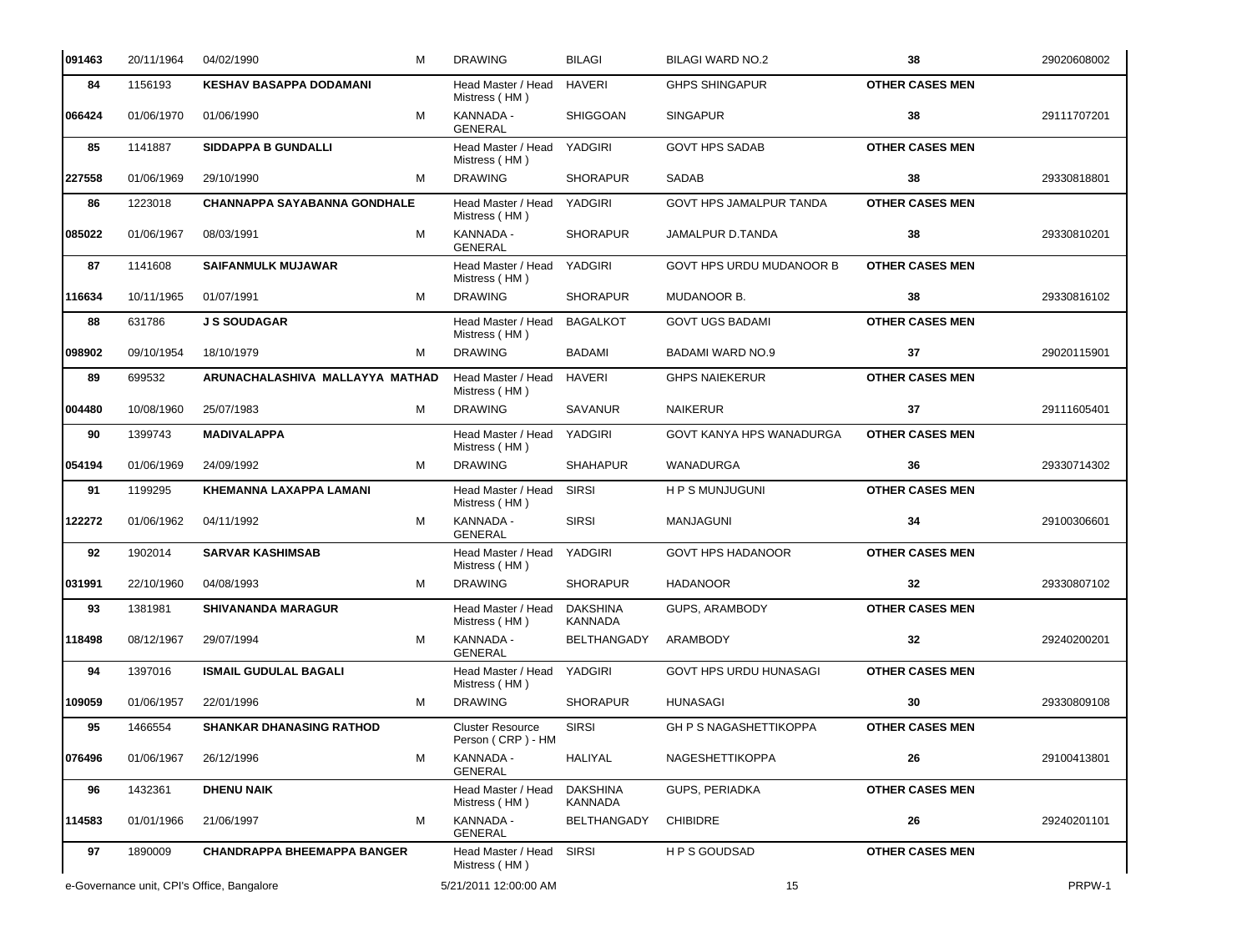| | | | | | | | | |
|---|---|---|---|---|---|---|---|---|
| 091463 | 20/11/1964 | 04/02/1990 | M | DRAWING | BILAGI | BILAGI WARD NO.2 | 38 | 29020608002 |
| 84 | 1156193 | **KESHAV BASAPPA DODAMANI** | | Head Master / Head Mistress ( HM ) | HAVERI | GHPS SHINGAPUR | **OTHER CASES MEN** | |
| 066424 | 01/06/1970 | 01/06/1990 | M | KANNADA - GENERAL | SHIGGOAN | SINGAPUR | 38 | 29111707201 |
| 85 | 1141887 | **SIDDAPPA B GUNDALLI** | | Head Master / Head Mistress ( HM ) | YADGIRI | GOVT HPS SADAB | **OTHER CASES MEN** | |
| 227558 | 01/06/1969 | 29/10/1990 | M | DRAWING | SHORAPUR | SADAB | 38 | 29330818801 |
| 86 | 1223018 | **CHANNAPPA SAYABANNA GONDHALE** | | Head Master / Head Mistress ( HM ) | YADGIRI | GOVT HPS JAMALPUR TANDA | **OTHER CASES MEN** | |
| 085022 | 01/06/1967 | 08/03/1991 | M | KANNADA - GENERAL | SHORAPUR | JAMALPUR D.TANDA | 38 | 29330810201 |
| 87 | 1141608 | **SAIFANMULK MUJAWAR** | | Head Master / Head Mistress ( HM ) | YADGIRI | GOVT HPS URDU MUDANOOR B | **OTHER CASES MEN** | |
| 116634 | 10/11/1965 | 01/07/1991 | M | DRAWING | SHORAPUR | MUDANOOR B. | 38 | 29330816102 |
| 88 | 631786 | **J S SOUDAGAR** | | Head Master / Head Mistress ( HM ) | BAGALKOT | GOVT UGS BADAMI | **OTHER CASES MEN** | |
| 098902 | 09/10/1954 | 18/10/1979 | M | DRAWING | BADAMI | BADAMI WARD NO.9 | 37 | 29020115901 |
| 89 | 699532 | **ARUNACHALASHIVA MALLAYYA MATHAD** | | Head Master / Head Mistress ( HM ) | HAVERI | GHPS NAIEKERUR | **OTHER CASES MEN** | |
| 004480 | 10/08/1960 | 25/07/1983 | M | DRAWING | SAVANUR | NAIKERUR | 37 | 29111605401 |
| 90 | 1399743 | **MADIVALAPPA** | | Head Master / Head Mistress ( HM ) | YADGIRI | GOVT KANYA HPS WANADURGA | **OTHER CASES MEN** | |
| 054194 | 01/06/1969 | 24/09/1992 | M | DRAWING | SHAHAPUR | WANADURGA | 36 | 29330714302 |
| 91 | 1199295 | **KHEMANNA LAXAPPA LAMANI** | | Head Master / Head Mistress ( HM ) | SIRSI | H P S MUNJUGUNI | **OTHER CASES MEN** | |
| 122272 | 01/06/1962 | 04/11/1992 | M | KANNADA - GENERAL | SIRSI | MANJAGUNI | 34 | 29100306601 |
| 92 | 1902014 | **SARVAR KASHIMSAB** | | Head Master / Head Mistress ( HM ) | YADGIRI | GOVT HPS HADANOOR | **OTHER CASES MEN** | |
| 031991 | 22/10/1960 | 04/08/1993 | M | DRAWING | SHORAPUR | HADANOOR | 32 | 29330807102 |
| 93 | 1381981 | **SHIVANANDA MARAGUR** | | Head Master / Head Mistress ( HM ) | DAKSHINA KANNADA | GUPS, ARAMBODY | **OTHER CASES MEN** | |
| 118498 | 08/12/1967 | 29/07/1994 | M | KANNADA - GENERAL | BELTHANGADY | ARAMBODY | 32 | 29240200201 |
| 94 | 1397016 | **ISMAIL GUDULAL BAGALI** | | Head Master / Head Mistress ( HM ) | YADGIRI | GOVT HPS URDU HUNASAGI | **OTHER CASES MEN** | |
| 109059 | 01/06/1957 | 22/01/1996 | M | DRAWING | SHORAPUR | HUNASAGI | 30 | 29330809108 |
| 95 | 1466554 | **SHANKAR DHANASING RATHOD** | | Cluster Resource Person ( CRP ) - HM | SIRSI | GH P S NAGASHETTIKOPPA | **OTHER CASES MEN** | |
| 076496 | 01/06/1967 | 26/12/1996 | M | KANNADA - GENERAL | HALIYAL | NAGESHETTIKOPPA | 26 | 29100413801 |
| 96 | 1432361 | **DHENU NAIK** | | Head Master / Head Mistress ( HM ) | DAKSHINA KANNADA | GUPS, PERIADKA | **OTHER CASES MEN** | |
| 114583 | 01/01/1966 | 21/06/1997 | M | KANNADA - GENERAL | BELTHANGADY | CHIBIDRE | 26 | 29240201101 |
| 97 | 1890009 | **CHANDRAPPA BHEEMAPPA BANGER** | | Head Master / Head Mistress ( HM ) | SIRSI | H P S GOUDSAD | **OTHER CASES MEN** | |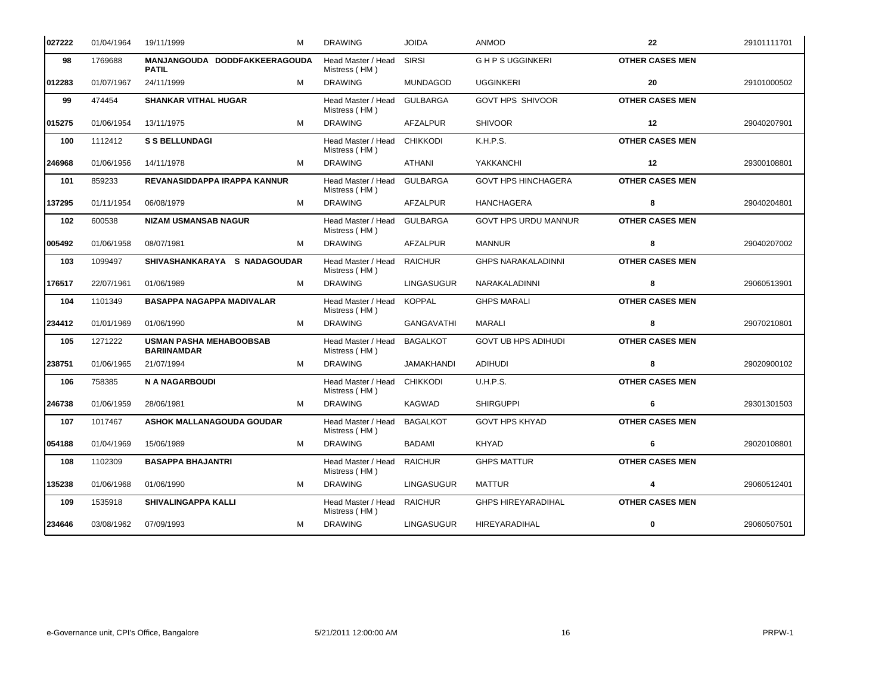| | | | | | | | | |
|---|---|---|---|---|---|---|---|---|
| **027222** | 01/04/1964 | 19/11/1999 | M | DRAWING | JOIDA | ANMOD | **22** | 29101111701 |
| **98** | 1769688 | **MANJANGOUDA DODDFAKKEERAGOUDA PATIL** | | Head Master / Head Mistress ( HM ) | SIRSI | G H P S UGGINKERI | **OTHER CASES MEN** | |
| **012283** | 01/07/1967 | 24/11/1999 | M | DRAWING | MUNDAGOD | UGGINKERI | **20** | 29101000502 |
| **99** | 474454 | **SHANKAR VITHAL HUGAR** | | Head Master / Head Mistress ( HM ) | GULBARGA | GOVT HPS SHIVOOR | **OTHER CASES MEN** | |
| **015275** | 01/06/1954 | 13/11/1975 | M | DRAWING | AFZALPUR | SHIVOOR | **12** | 29040207901 |
| **100** | 1112412 | **S S BELLUNDAGI** | | Head Master / Head Mistress ( HM ) | CHIKKODI | K.H.P.S. | **OTHER CASES MEN** | |
| **246968** | 01/06/1956 | 14/11/1978 | M | DRAWING | ATHANI | YAKKANCHI | **12** | 29300108801 |
| **101** | 859233 | **REVANASIDDAPPA IRAPPA KANNUR** | | Head Master / Head Mistress ( HM ) | GULBARGA | GOVT HPS HINCHAGERA | **OTHER CASES MEN** | |
| **137295** | 01/11/1954 | 06/08/1979 | M | DRAWING | AFZALPUR | HANCHAGERA | **8** | 29040204801 |
| **102** | 600538 | **NIZAM USMANSAB NAGUR** | | Head Master / Head Mistress ( HM ) | GULBARGA | GOVT HPS URDU MANNUR | **OTHER CASES MEN** | |
| **005492** | 01/06/1958 | 08/07/1981 | M | DRAWING | AFZALPUR | MANNUR | **8** | 29040207002 |
| **103** | 1099497 | **SHIVASHANKARAYA S NADAGOUDAR** | | Head Master / Head Mistress ( HM ) | RAICHUR | GHPS NARAKALADINNI | **OTHER CASES MEN** | |
| **176517** | 22/07/1961 | 01/06/1989 | M | DRAWING | LINGASUGUR | NARAKALADINNI | **8** | 29060513901 |
| **104** | 1101349 | **BASAPPA NAGAPPA MADIVALAR** | | Head Master / Head Mistress ( HM ) | KOPPAL | GHPS MARALI | **OTHER CASES MEN** | |
| **234412** | 01/01/1969 | 01/06/1990 | M | DRAWING | GANGAVATHI | MARALI | **8** | 29070210801 |
| **105** | 1271222 | **USMAN PASHA MEHABOOBSAB BARIINAMDAR** | | Head Master / Head Mistress ( HM ) | BAGALKOT | GOVT UB HPS ADIHUDI | **OTHER CASES MEN** | |
| **238751** | 01/06/1965 | 21/07/1994 | M | DRAWING | JAMAKHANDI | ADIHUDI | **8** | 29020900102 |
| **106** | 758385 | **N A NAGARBOUDI** | | Head Master / Head Mistress ( HM ) | CHIKKODI | U.H.P.S. | **OTHER CASES MEN** | |
| **246738** | 01/06/1959 | 28/06/1981 | M | DRAWING | KAGWAD | SHIRGUPPI | **6** | 29301301503 |
| **107** | 1017467 | **ASHOK MALLANAGOUDA GOUDAR** | | Head Master / Head Mistress ( HM ) | BAGALKOT | GOVT HPS KHYAD | **OTHER CASES MEN** | |
| **054188** | 01/04/1969 | 15/06/1989 | M | DRAWING | BADAMI | KHYAD | **6** | 29020108801 |
| **108** | 1102309 | **BASAPPA BHAJANTRI** | | Head Master / Head Mistress ( HM ) | RAICHUR | GHPS MATTUR | **OTHER CASES MEN** | |
| **135238** | 01/06/1968 | 01/06/1990 | M | DRAWING | LINGASUGUR | MATTUR | **4** | 29060512401 |
| **109** | 1535918 | **SHIVALINGAPPA KALLI** | | Head Master / Head Mistress ( HM ) | RAICHUR | GHPS HIREYARADIHAL | **OTHER CASES MEN** | |
| **234646** | 03/08/1962 | 07/09/1993 | M | DRAWING | LINGASUGUR | HIREYARADIHAL | **0** | 29060507501 |

e-Governance unit, CPI's Office, Bangalore 5/21/2011 12:00:00 AM PRPW-1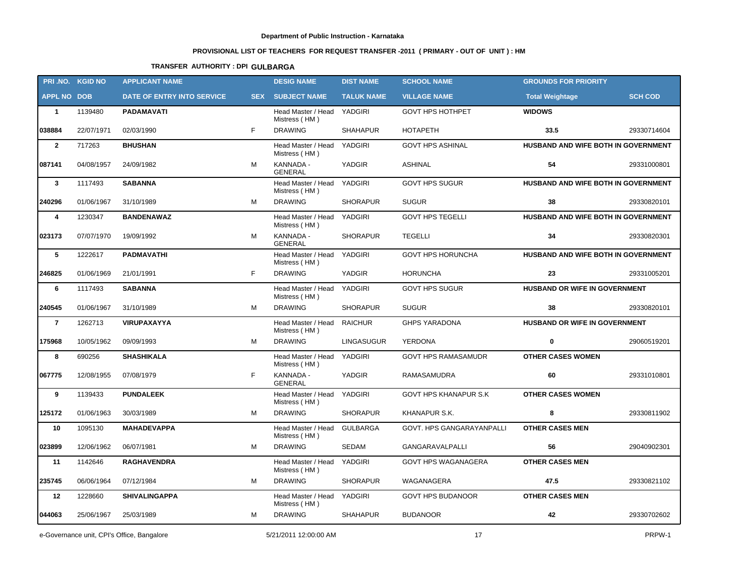Department of Public Instruction - Karnataka

**PROVISIONAL LIST OF TEACHERS FOR REQUEST TRANSFER -2011 ( PRIMARY - OUT OF UNIT ) : HM**

**TRANSFER AUTHORITY : DPI GULBARGA**

| PRI .NO. | KGID NO | APPLICANT NAME | | DESIG NAME | DIST NAME | SCHOOL NAME | GROUNDS FOR PRIORITY | |
|---|---|---|---|---|---|---|---|---|
| APPL NO | DOB | DATE OF ENTRY INTO SERVICE | SEX | SUBJECT NAME | TALUK NAME | VILLAGE NAME | Total Weightage | SCH COD |
| 1 | 1139480 | PADAMAVATI | | Head Master / Head Mistress ( HM ) | YADGIRI | GOVT HPS HOTHPET | WIDOWS | |
| 038884 | 22/07/1971 | 02/03/1990 | F | DRAWING | SHAHAPUR | HOTAPETH | 33.5 | 29330714604 |
| 2 | 717263 | BHUSHAN | | Head Master / Head Mistress ( HM ) | YADGIRI | GOVT HPS ASHINAL | HUSBAND AND WIFE BOTH IN GOVERNMENT | |
| 087141 | 04/08/1957 | 24/09/1982 | M | KANNADA - GENERAL | YADGIR | ASHINAL | 54 | 29331000801 |
| 3 | 1117493 | SABANNA | | Head Master / Head Mistress ( HM ) | YADGIRI | GOVT HPS SUGUR | HUSBAND AND WIFE BOTH IN GOVERNMENT | |
| 240296 | 01/06/1967 | 31/10/1989 | M | DRAWING | SHORAPUR | SUGUR | 38 | 29330820101 |
| 4 | 1230347 | BANDENAWAZ | | Head Master / Head Mistress ( HM ) | YADGIRI | GOVT HPS TEGELLI | HUSBAND AND WIFE BOTH IN GOVERNMENT | |
| 023173 | 07/07/1970 | 19/09/1992 | M | KANNADA - GENERAL | SHORAPUR | TEGELLI | 34 | 29330820301 |
| 5 | 1222617 | PADMAVATHI | | Head Master / Head Mistress ( HM ) | YADGIRI | GOVT HPS HORUNCHA | HUSBAND AND WIFE BOTH IN GOVERNMENT | |
| 246825 | 01/06/1969 | 21/01/1991 | F | DRAWING | YADGIR | HORUNCHA | 23 | 29331005201 |
| 6 | 1117493 | SABANNA | | Head Master / Head Mistress ( HM ) | YADGIRI | GOVT HPS SUGUR | HUSBAND OR WIFE IN GOVERNMENT | |
| 240545 | 01/06/1967 | 31/10/1989 | M | DRAWING | SHORAPUR | SUGUR | 38 | 29330820101 |
| 7 | 1262713 | VIRUPAXAYYA | | Head Master / Head Mistress ( HM ) | RAICHUR | GHPS YARADONA | HUSBAND OR WIFE IN GOVERNMENT | |
| 175968 | 10/05/1962 | 09/09/1993 | M | DRAWING | LINGASUGUR | YERDONA | 0 | 29060519201 |
| 8 | 690256 | SHASHIKALA | | Head Master / Head Mistress ( HM ) | YADGIRI | GOVT HPS RAMASAMUDR | OTHER CASES WOMEN | |
| 067775 | 12/08/1955 | 07/08/1979 | F | KANNADA - GENERAL | YADGIR | RAMASAMUDRA | 60 | 29331010801 |
| 9 | 1139433 | PUNDALEEK | | Head Master / Head Mistress ( HM ) | YADGIRI | GOVT HPS KHANAPUR S.K | OTHER CASES WOMEN | |
| 125172 | 01/06/1963 | 30/03/1989 | M | DRAWING | SHORAPUR | KHANAPUR S.K. | 8 | 29330811902 |
| 10 | 1095130 | MAHADEVAPPA | | Head Master / Head Mistress ( HM ) | GULBARGA | GOVT. HPS GANGARAYANPALLI | OTHER CASES MEN | |
| 023899 | 12/06/1962 | 06/07/1981 | M | DRAWING | SEDAM | GANGARAVALPALLI | 56 | 29040902301 |
| 11 | 1142646 | RAGHAVENDRA | | Head Master / Head Mistress ( HM ) | YADGIRI | GOVT HPS WAGANAGERA | OTHER CASES MEN | |
| 235745 | 06/06/1964 | 07/12/1984 | M | DRAWING | SHORAPUR | WAGANAGERA | 47.5 | 29330821102 |
| 12 | 1228660 | SHIVALINGAPPA | | Head Master / Head Mistress ( HM ) | YADGIRI | GOVT HPS BUDANOOR | OTHER CASES MEN | |
| 044063 | 25/06/1967 | 25/03/1989 | M | DRAWING | SHAHAPUR | BUDANOOR | 42 | 29330702602 |

e-Governance unit, CPI's Office, Bangalore 5/21/2011 12:00:00 AM PRPW-1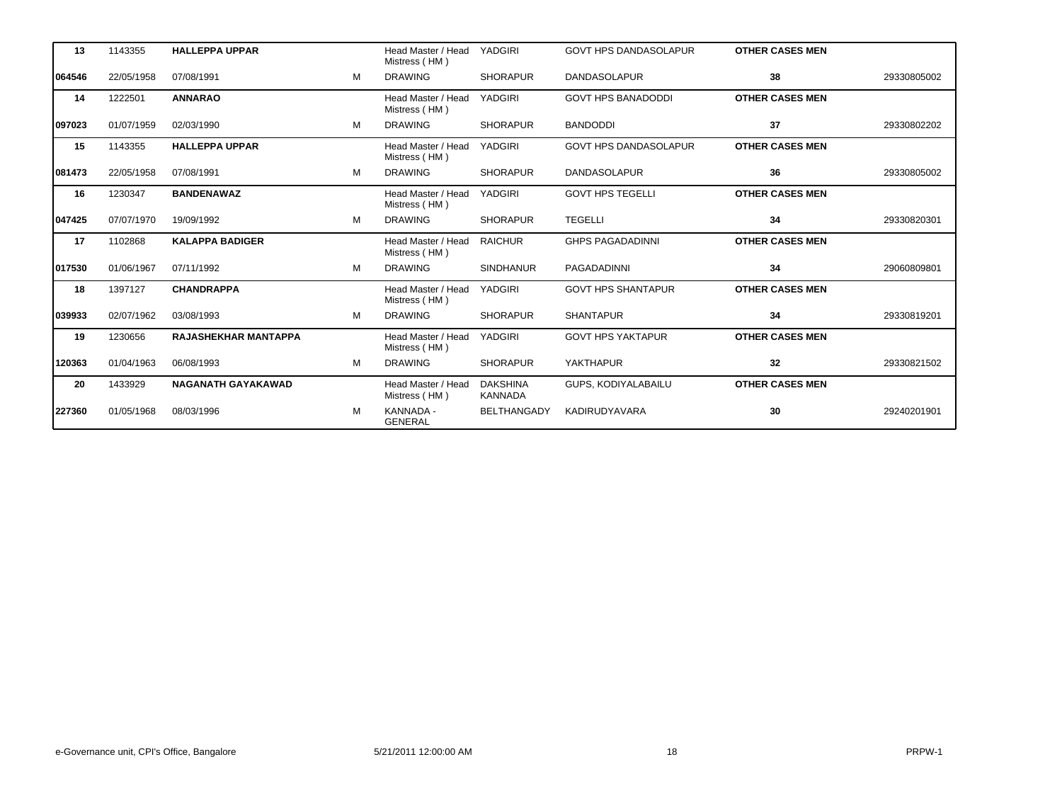| | | | | | | | | |
|---|---|---|---|---|---|---|---|---|
| **13** | 1143355 | **HALLEPPA UPPAR** | | Head Master / Head Mistress ( HM ) | YADGIRI | GOVT HPS DANDASOLAPUR | **OTHER CASES MEN** | |
| **064546** | 22/05/1958 | 07/08/1991 | M | DRAWING | SHORAPUR | DANDASOLAPUR | **38** | 29330805002 |
| **14** | 1222501 | **ANNARAO** | | Head Master / Head Mistress ( HM ) | YADGIRI | GOVT HPS BANADODDI | **OTHER CASES MEN** | |
| **097023** | 01/07/1959 | 02/03/1990 | M | DRAWING | SHORAPUR | BANDODDI | **37** | 29330802202 |
| **15** | 1143355 | **HALLEPPA UPPAR** | | Head Master / Head Mistress ( HM ) | YADGIRI | GOVT HPS DANDASOLAPUR | **OTHER CASES MEN** | |
| **081473** | 22/05/1958 | 07/08/1991 | M | DRAWING | SHORAPUR | DANDASOLAPUR | **36** | 29330805002 |
| **16** | 1230347 | **BANDENAWAZ** | | Head Master / Head Mistress ( HM ) | YADGIRI | GOVT HPS TEGELLI | **OTHER CASES MEN** | |
| **047425** | 07/07/1970 | 19/09/1992 | M | DRAWING | SHORAPUR | TEGELLI | **34** | 29330820301 |
| **17** | 1102868 | **KALAPPA BADIGER** | | Head Master / Head Mistress ( HM ) | RAICHUR | GHPS PAGADADINNI | **OTHER CASES MEN** | |
| **017530** | 01/06/1967 | 07/11/1992 | M | DRAWING | SINDHANUR | PAGADADINNI | **34** | 29060809801 |
| **18** | 1397127 | **CHANDRAPPA** | | Head Master / Head Mistress ( HM ) | YADGIRI | GOVT HPS SHANTAPUR | **OTHER CASES MEN** | |
| **039933** | 02/07/1962 | 03/08/1993 | M | DRAWING | SHORAPUR | SHANTAPUR | **34** | 29330819201 |
| **19** | 1230656 | **RAJASHEKHAR MANTAPPA** | | Head Master / Head Mistress ( HM ) | YADGIRI | GOVT HPS YAKTAPUR | **OTHER CASES MEN** | |
| **120363** | 01/04/1963 | 06/08/1993 | M | DRAWING | SHORAPUR | YAKTHAPUR | **32** | 29330821502 |
| **20** | 1433929 | **NAGANATH GAYAKAWAD** | | Head Master / Head Mistress ( HM ) | DAKSHINA KANNADA | GUPS, KODIYALABAILU | **OTHER CASES MEN** | |
| **227360** | 01/05/1968 | 08/03/1996 | M | KANNADA - GENERAL | BELTHANGADY | KADIRUDYAVARA | **30** | 29240201901 |